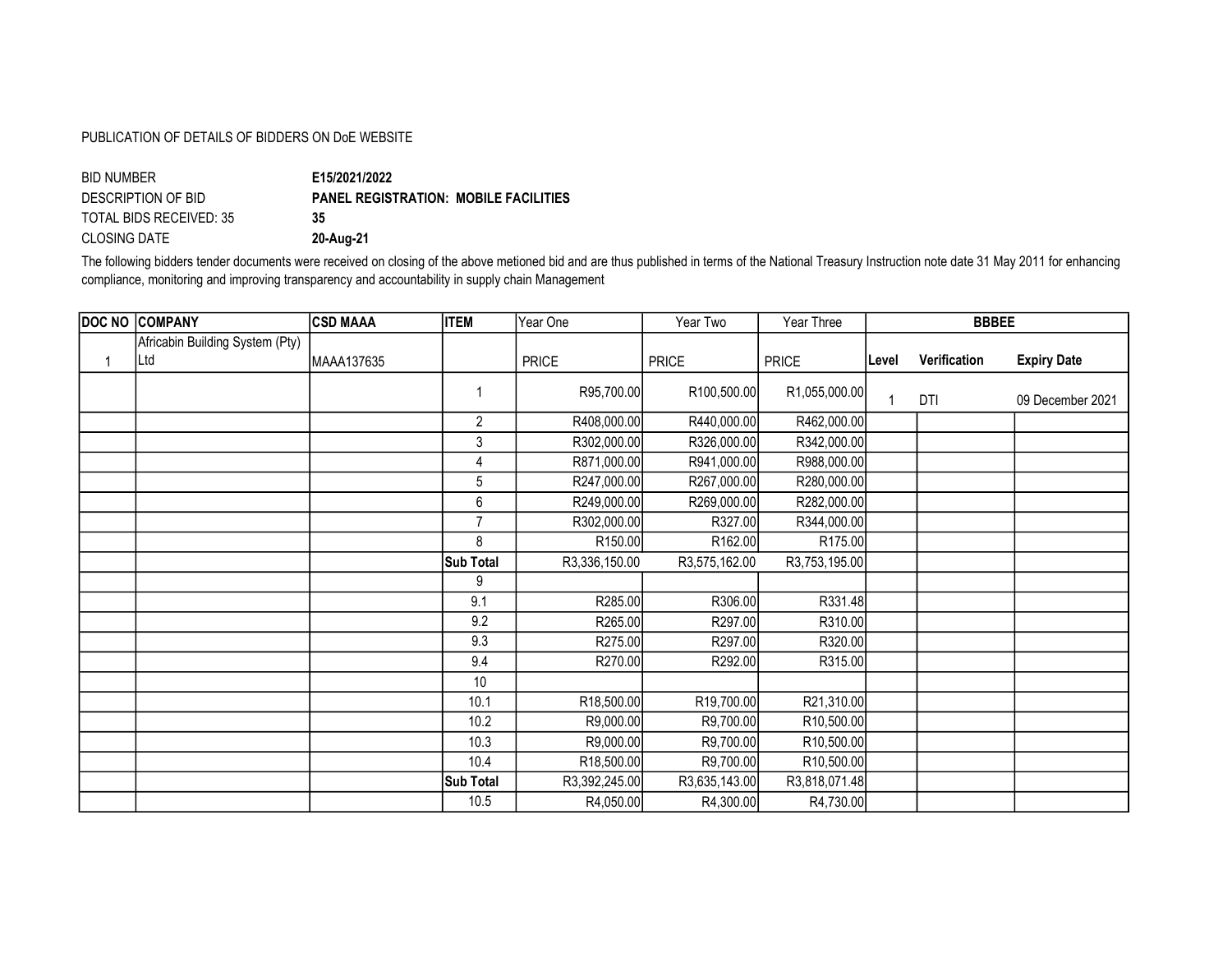PUBLICATION OF DETAILS OF BIDDERS ON DoE WEBSITE

BID NUMBER **E15/2021/2022**
DESCRIPTION OF BID **PANEL REGISTRATION: MOBILE FACILITIES**
TOTAL BIDS RECEIVED: 35 **35**
CLOSING DATE **20-Aug-21**

The following bidders tender documents were received on closing of the above metioned bid and are thus published in terms of the National Treasury Instruction note date 31 May 2011 for enhancing compliance, monitoring and improving transparency and accountability in supply chain Management

| DOC NO | COMPANY | CSD MAAA | ITEM | Year One | Year Two | Year Three | BBBEE | | |
|---|---|---|---|---|---|---|---|---|---|
| 1 | Africabin Building System (Pty) Ltd | MAAA137635 | | PRICE | PRICE | PRICE | Level | Verification | Expiry Date |
| | | | 1 | R95,700.00 | R100,500.00 | R1,055,000.00 | 1 | DTI | 09 December 2021 |
| | | | 2 | R408,000.00 | R440,000.00 | R462,000.00 | | | |
| | | | 3 | R302,000.00 | R326,000.00 | R342,000.00 | | | |
| | | | 4 | R871,000.00 | R941,000.00 | R988,000.00 | | | |
| | | | 5 | R247,000.00 | R267,000.00 | R280,000.00 | | | |
| | | | 6 | R249,000.00 | R269,000.00 | R282,000.00 | | | |
| | | | 7 | R302,000.00 | R327.00 | R344,000.00 | | | |
| | | | 8 | R150.00 | R162.00 | R175.00 | | | |
| | | | **Sub Total** | R3,336,150.00 | R3,575,162.00 | R3,753,195.00 | | | |
| | | | 9 | | | | | | |
| | | | 9.1 | R285.00 | R306.00 | R331.48 | | | |
| | | | 9.2 | R265.00 | R297.00 | R310.00 | | | |
| | | | 9.3 | R275.00 | R297.00 | R320.00 | | | |
| | | | 9.4 | R270.00 | R292.00 | R315.00 | | | |
| | | | 10 | | | | | | |
| | | | 10.1 | R18,500.00 | R19,700.00 | R21,310.00 | | | |
| | | | 10.2 | R9,000.00 | R9,700.00 | R10,500.00 | | | |
| | | | 10.3 | R9,000.00 | R9,700.00 | R10,500.00 | | | |
| | | | 10.4 | R18,500.00 | R9,700.00 | R10,500.00 | | | |
| | | | **Sub Total** | R3,392,245.00 | R3,635,143.00 | R3,818,071.48 | | | |
| | | | 10.5 | R4,050.00 | R4,300.00 | R4,730.00 | | | |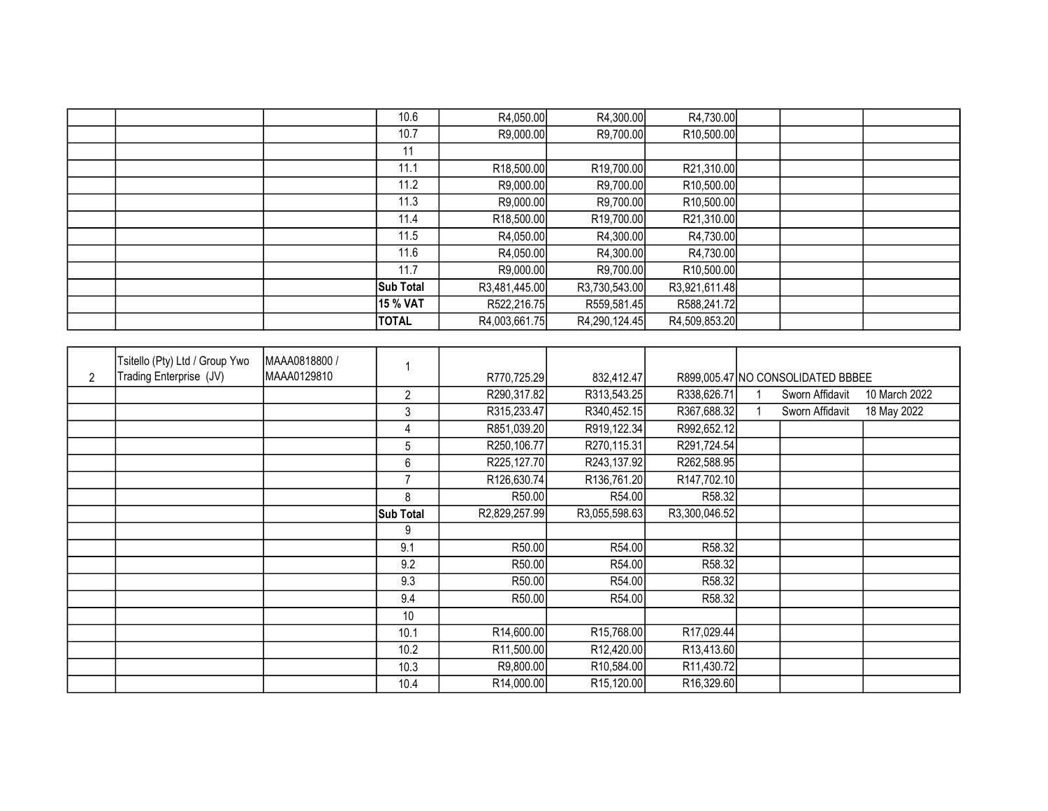| | | | | | | | | | |
|---|---|---|---|---|---|---|---|---|---|
| | | | 10.6 | R4,050.00 | R4,300.00 | R4,730.00 | | | |
| | | | 10.7 | R9,000.00 | R9,700.00 | R10,500.00 | | | |
| | | | 11 | | | | | | |
| | | | 11.1 | R18,500.00 | R19,700.00 | R21,310.00 | | | |
| | | | 11.2 | R9,000.00 | R9,700.00 | R10,500.00 | | | |
| | | | 11.3 | R9,000.00 | R9,700.00 | R10,500.00 | | | |
| | | | 11.4 | R18,500.00 | R19,700.00 | R21,310.00 | | | |
| | | | 11.5 | R4,050.00 | R4,300.00 | R4,730.00 | | | |
| | | | 11.6 | R4,050.00 | R4,300.00 | R4,730.00 | | | |
| | | | 11.7 | R9,000.00 | R9,700.00 | R10,500.00 | | | |
| | | | **Sub Total** | R3,481,445.00 | R3,730,543.00 | R3,921,611.48 | | | |
| | | | **15 % VAT** | R522,216.75 | R559,581.45 | R588,241.72 | | | |
| | | | **TOTAL** | R4,003,661.75 | R4,290,124.45 | R4,509,853.20 | | | |

| | | | | | | | | | |
|---|---|---|---|---|---|---|---|---|---|
| 2 | Tsitello (Pty) Ltd / Group Ywo Trading Enterprise (JV) | MAAA0818800 / MAAA0129810 | 1 | R770,725.29 | 832,412.47 | R899,005.47 | NO CONSOLIDATED BBBEE | | |
| | | | 2 | R290,317.82 | R313,543.25 | R338,626.71 | 1 | Sworn Affidavit | 10 March 2022 |
| | | | 3 | R315,233.47 | R340,452.15 | R367,688.32 | 1 | Sworn Affidavit | 18 May 2022 |
| | | | 4 | R851,039.20 | R919,122.34 | R992,652.12 | | | |
| | | | 5 | R250,106.77 | R270,115.31 | R291,724.54 | | | |
| | | | 6 | R225,127.70 | R243,137.92 | R262,588.95 | | | |
| | | | 7 | R126,630.74 | R136,761.20 | R147,702.10 | | | |
| | | | 8 | R50.00 | R54.00 | R58.32 | | | |
| | | | **Sub Total** | R2,829,257.99 | R3,055,598.63 | R3,300,046.52 | | | |
| | | | 9 | | | | | | |
| | | | 9.1 | R50.00 | R54.00 | R58.32 | | | |
| | | | 9.2 | R50.00 | R54.00 | R58.32 | | | |
| | | | 9.3 | R50.00 | R54.00 | R58.32 | | | |
| | | | 9.4 | R50.00 | R54.00 | R58.32 | | | |
| | | | 10 | | | | | | |
| | | | 10.1 | R14,600.00 | R15,768.00 | R17,029.44 | | | |
| | | | 10.2 | R11,500.00 | R12,420.00 | R13,413.60 | | | |
| | | | 10.3 | R9,800.00 | R10,584.00 | R11,430.72 | | | |
| | | | 10.4 | R14,000.00 | R15,120.00 | R16,329.60 | | | |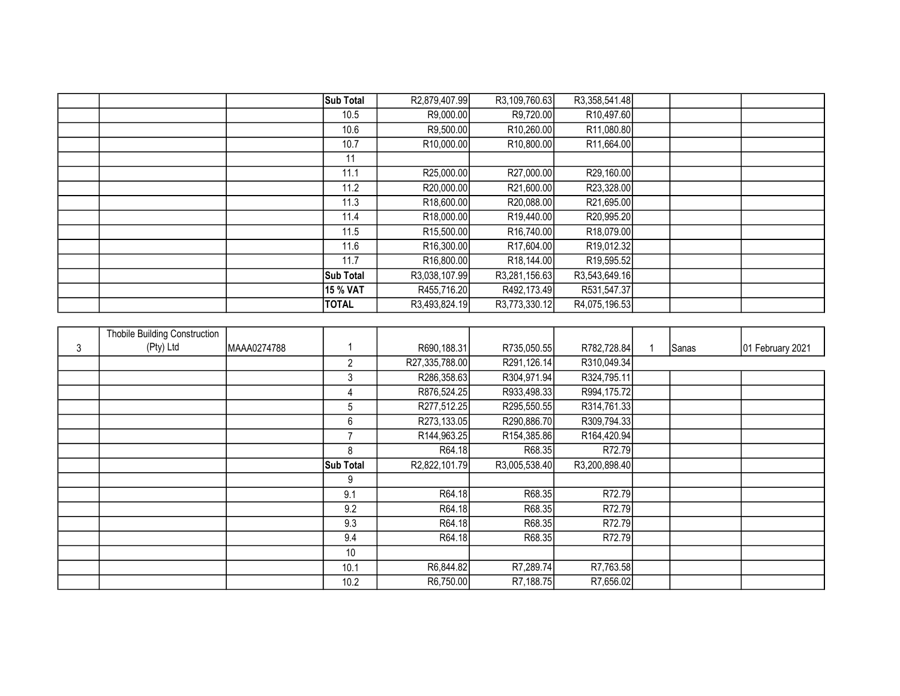| | | | | | | | | | |
|---|---|---|---|---|---|---|---|---|---|
| | | | **Sub Total** | R2,879,407.99 | R3,109,760.63 | R3,358,541.48 | | | |
| | | | 10.5 | R9,000.00 | R9,720.00 | R10,497.60 | | | |
| | | | 10.6 | R9,500.00 | R10,260.00 | R11,080.80 | | | |
| | | | 10.7 | R10,000.00 | R10,800.00 | R11,664.00 | | | |
| | | | 11 | | | | | | |
| | | | 11.1 | R25,000.00 | R27,000.00 | R29,160.00 | | | |
| | | | 11.2 | R20,000.00 | R21,600.00 | R23,328.00 | | | |
| | | | 11.3 | R18,600.00 | R20,088.00 | R21,695.00 | | | |
| | | | 11.4 | R18,000.00 | R19,440.00 | R20,995.20 | | | |
| | | | 11.5 | R15,500.00 | R16,740.00 | R18,079.00 | | | |
| | | | 11.6 | R16,300.00 | R17,604.00 | R19,012.32 | | | |
| | | | 11.7 | R16,800.00 | R18,144.00 | R19,595.52 | | | |
| | | | **Sub Total** | R3,038,107.99 | R3,281,156.63 | R3,543,649.16 | | | |
| | | | **15 % VAT** | R455,716.20 | R492,173.49 | R531,547.37 | | | |
| | | | **TOTAL** | R3,493,824.19 | R3,773,330.12 | R4,075,196.53 | | | |

| | | | | | | | | | |
|---|---|---|---|---|---|---|---|---|---|
| 3 | Thobile Building Construction (Pty) Ltd | MAAA0274788 | 1 | R690,188.31 | R735,050.55 | R782,728.84 | 1 | Sanas | 01 February 2021 |
| | | | 2 | R27,335,788.00 | R291,126.14 | R310,049.34 | | | |
| | | | 3 | R286,358.63 | R304,971.94 | R324,795.11 | | | |
| | | | 4 | R876,524.25 | R933,498.33 | R994,175.72 | | | |
| | | | 5 | R277,512.25 | R295,550.55 | R314,761.33 | | | |
| | | | 6 | R273,133.05 | R290,886.70 | R309,794.33 | | | |
| | | | 7 | R144,963.25 | R154,385.86 | R164,420.94 | | | |
| | | | 8 | R64.18 | R68.35 | R72.79 | | | |
| | | | **Sub Total** | R2,822,101.79 | R3,005,538.40 | R3,200,898.40 | | | |
| | | | 9 | | | | | | |
| | | | 9.1 | R64.18 | R68.35 | R72.79 | | | |
| | | | 9.2 | R64.18 | R68.35 | R72.79 | | | |
| | | | 9.3 | R64.18 | R68.35 | R72.79 | | | |
| | | | 9.4 | R64.18 | R68.35 | R72.79 | | | |
| | | | 10 | | | | | | |
| | | | 10.1 | R6,844.82 | R7,289.74 | R7,763.58 | | | |
| | | | 10.2 | R6,750.00 | R7,188.75 | R7,656.02 | | | |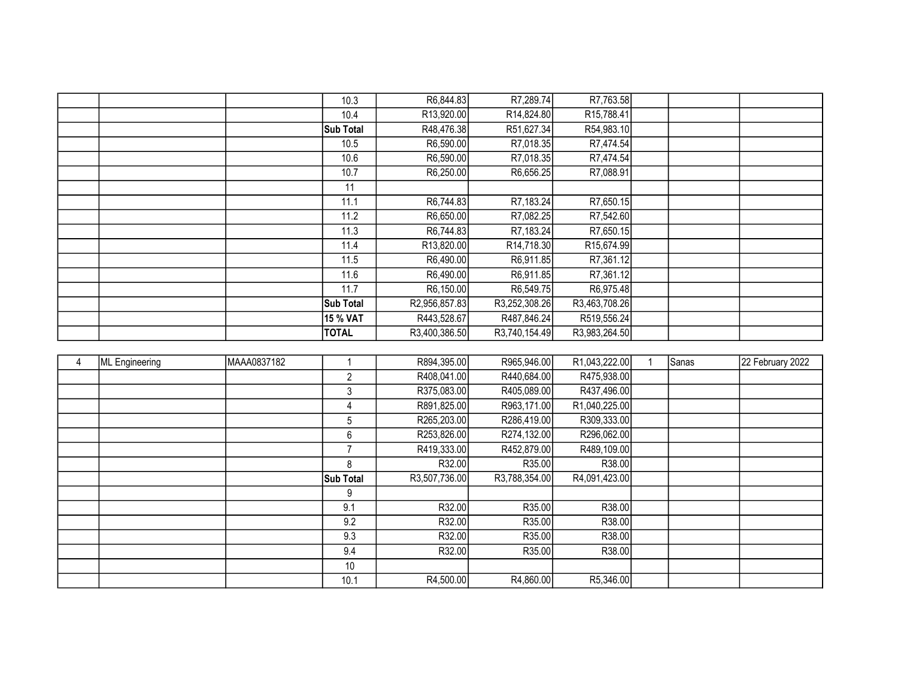| | | | | | | | | | |
|---|---|---|---|---|---|---|---|---|---|
| | | | 10.3 | R6,844.83 | R7,289.74 | R7,763.58 | | | |
| | | | 10.4 | R13,920.00 | R14,824.80 | R15,788.41 | | | |
| | | | **Sub Total** | R48,476.38 | R51,627.34 | R54,983.10 | | | |
| | | | 10.5 | R6,590.00 | R7,018.35 | R7,474.54 | | | |
| | | | 10.6 | R6,590.00 | R7,018.35 | R7,474.54 | | | |
| | | | 10.7 | R6,250.00 | R6,656.25 | R7,088.91 | | | |
| | | | 11 | | | | | | |
| | | | 11.1 | R6,744.83 | R7,183.24 | R7,650.15 | | | |
| | | | 11.2 | R6,650.00 | R7,082.25 | R7,542.60 | | | |
| | | | 11.3 | R6,744.83 | R7,183.24 | R7,650.15 | | | |
| | | | 11.4 | R13,820.00 | R14,718.30 | R15,674.99 | | | |
| | | | 11.5 | R6,490.00 | R6,911.85 | R7,361.12 | | | |
| | | | 11.6 | R6,490.00 | R6,911.85 | R7,361.12 | | | |
| | | | 11.7 | R6,150.00 | R6,549.75 | R6,975.48 | | | |
| | | | **Sub Total** | R2,956,857.83 | R3,252,308.26 | R3,463,708.26 | | | |
| | | | **15 % VAT** | R443,528.67 | R487,846.24 | R519,556.24 | | | |
| | | | **TOTAL** | R3,400,386.50 | R3,740,154.49 | R3,983,264.50 | | | |

| | | | | | | | | | |
|---|---|---|---|---|---|---|---|---|---|
| 4 | ML Engineering | MAAA0837182 | 1 | R894,395.00 | R965,946.00 | R1,043,222.00 | 1 | Sanas | 22 February 2022 |
| | | | 2 | R408,041.00 | R440,684.00 | R475,938.00 | | | |
| | | | 3 | R375,083.00 | R405,089.00 | R437,496.00 | | | |
| | | | 4 | R891,825.00 | R963,171.00 | R1,040,225.00 | | | |
| | | | 5 | R265,203.00 | R286,419.00 | R309,333.00 | | | |
| | | | 6 | R253,826.00 | R274,132.00 | R296,062.00 | | | |
| | | | 7 | R419,333.00 | R452,879.00 | R489,109.00 | | | |
| | | | 8 | R32.00 | R35.00 | R38.00 | | | |
| | | | **Sub Total** | R3,507,736.00 | R3,788,354.00 | R4,091,423.00 | | | |
| | | | 9 | | | | | | |
| | | | 9.1 | R32.00 | R35.00 | R38.00 | | | |
| | | | 9.2 | R32.00 | R35.00 | R38.00 | | | |
| | | | 9.3 | R32.00 | R35.00 | R38.00 | | | |
| | | | 9.4 | R32.00 | R35.00 | R38.00 | | | |
| | | | 10 | | | | | | |
| | | | 10.1 | R4,500.00 | R4,860.00 | R5,346.00 | | | |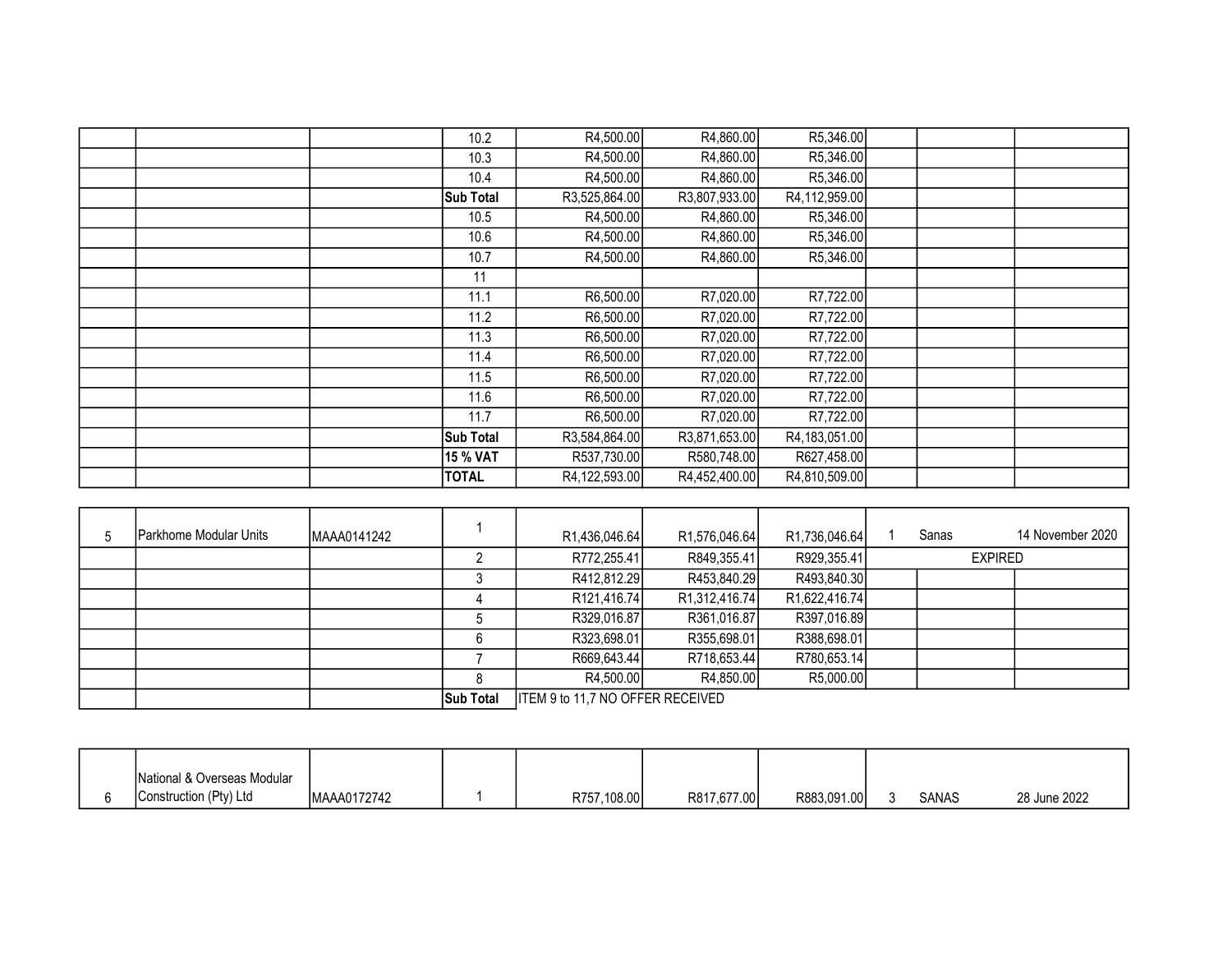| | | | | | | | | | |
|---|---|---|---|---|---|---|---|---|---|
| | | | 10.2 | R4,500.00 | R4,860.00 | R5,346.00 | | | |
| | | | 10.3 | R4,500.00 | R4,860.00 | R5,346.00 | | | |
| | | | 10.4 | R4,500.00 | R4,860.00 | R5,346.00 | | | |
| | | | **Sub Total** | R3,525,864.00 | R3,807,933.00 | R4,112,959.00 | | | |
| | | | 10.5 | R4,500.00 | R4,860.00 | R5,346.00 | | | |
| | | | 10.6 | R4,500.00 | R4,860.00 | R5,346.00 | | | |
| | | | 10.7 | R4,500.00 | R4,860.00 | R5,346.00 | | | |
| | | | 11 | | | | | | |
| | | | 11.1 | R6,500.00 | R7,020.00 | R7,722.00 | | | |
| | | | 11.2 | R6,500.00 | R7,020.00 | R7,722.00 | | | |
| | | | 11.3 | R6,500.00 | R7,020.00 | R7,722.00 | | | |
| | | | 11.4 | R6,500.00 | R7,020.00 | R7,722.00 | | | |
| | | | 11.5 | R6,500.00 | R7,020.00 | R7,722.00 | | | |
| | | | 11.6 | R6,500.00 | R7,020.00 | R7,722.00 | | | |
| | | | 11.7 | R6,500.00 | R7,020.00 | R7,722.00 | | | |
| | | | **Sub Total** | R3,584,864.00 | R3,871,653.00 | R4,183,051.00 | | | |
| | | | **15 % VAT** | R537,730.00 | R580,748.00 | R627,458.00 | | | |
| | | | **TOTAL** | R4,122,593.00 | R4,452,400.00 | R4,810,509.00 | | | |

| | | | | | | | | | |
|---|---|---|---|---|---|---|---|---|---|
| 5 | Parkhome Modular Units | MAAA0141242 | 1 | R1,436,046.64 | R1,576,046.64 | R1,736,046.64 | 1 | Sanas | 14 November 2020 |
| | | | 2 | R772,255.41 | R849,355.41 | R929,355.41 | | EXPIRED | |
| | | | 3 | R412,812.29 | R453,840.29 | R493,840.30 | | | |
| | | | 4 | R121,416.74 | R1,312,416.74 | R1,622,416.74 | | | |
| | | | 5 | R329,016.87 | R361,016.87 | R397,016.89 | | | |
| | | | 6 | R323,698.01 | R355,698.01 | R388,698.01 | | | |
| | | | 7 | R669,643.44 | R718,653.44 | R780,653.14 | | | |
| | | | 8 | R4,500.00 | R4,850.00 | R5,000.00 | | | |
| | | | **Sub Total** | ITEM 9 to 11,7 NO OFFER RECEIVED | | | | | |

| | | | | | | | | | |
|---|---|---|---|---|---|---|---|---|---|
| 6 | National & Overseas Modular Construction (Pty) Ltd | MAAA0172742 | 1 | R757,108.00 | R817,677.00 | R883,091.00 | 3 | SANAS | 28 June 2022 |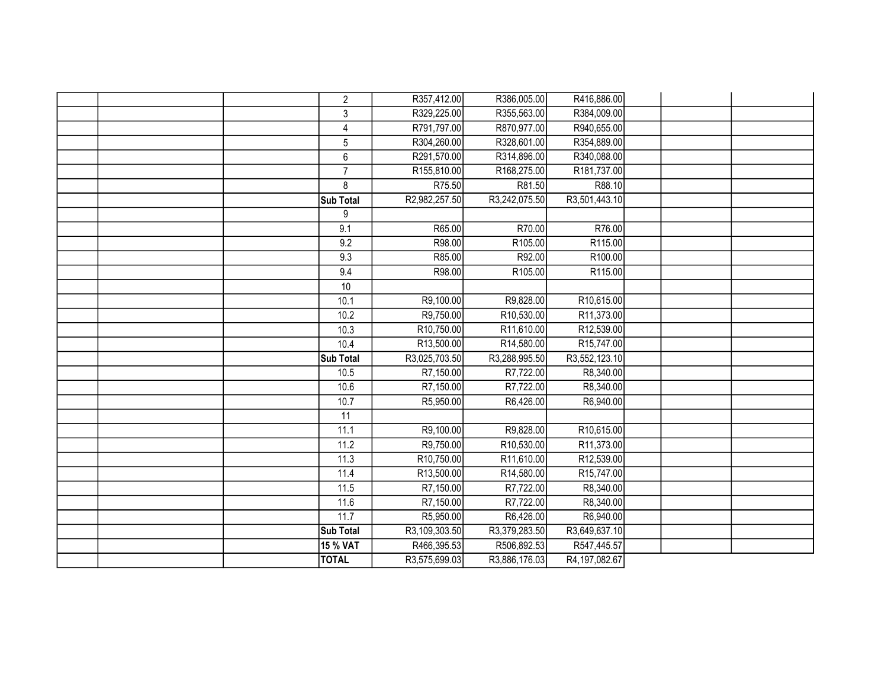| | | | | | | | | |
|---|---|---|---|---|---|---|---|---|
| | | | 2 | R357,412.00 | R386,005.00 | R416,886.00 | | |
| | | | 3 | R329,225.00 | R355,563.00 | R384,009.00 | | |
| | | | 4 | R791,797.00 | R870,977.00 | R940,655.00 | | |
| | | | 5 | R304,260.00 | R328,601.00 | R354,889.00 | | |
| | | | 6 | R291,570.00 | R314,896.00 | R340,088.00 | | |
| | | | 7 | R155,810.00 | R168,275.00 | R181,737.00 | | |
| | | | 8 | R75.50 | R81.50 | R88.10 | | |
| | | | **Sub Total** | R2,982,257.50 | R3,242,075.50 | R3,501,443.10 | | |
| | | | 9 | | | | | |
| | | | 9.1 | R65.00 | R70.00 | R76.00 | | |
| | | | 9.2 | R98.00 | R105.00 | R115.00 | | |
| | | | 9.3 | R85.00 | R92.00 | R100.00 | | |
| | | | 9.4 | R98.00 | R105.00 | R115.00 | | |
| | | | 10 | | | | | |
| | | | 10.1 | R9,100.00 | R9,828.00 | R10,615.00 | | |
| | | | 10.2 | R9,750.00 | R10,530.00 | R11,373.00 | | |
| | | | 10.3 | R10,750.00 | R11,610.00 | R12,539.00 | | |
| | | | 10.4 | R13,500.00 | R14,580.00 | R15,747.00 | | |
| | | | **Sub Total** | R3,025,703.50 | R3,288,995.50 | R3,552,123.10 | | |
| | | | 10.5 | R7,150.00 | R7,722.00 | R8,340.00 | | |
| | | | 10.6 | R7,150.00 | R7,722.00 | R8,340.00 | | |
| | | | 10.7 | R5,950.00 | R6,426.00 | R6,940.00 | | |
| | | | 11 | | | | | |
| | | | 11.1 | R9,100.00 | R9,828.00 | R10,615.00 | | |
| | | | 11.2 | R9,750.00 | R10,530.00 | R11,373.00 | | |
| | | | 11.3 | R10,750.00 | R11,610.00 | R12,539.00 | | |
| | | | 11.4 | R13,500.00 | R14,580.00 | R15,747.00 | | |
| | | | 11.5 | R7,150.00 | R7,722.00 | R8,340.00 | | |
| | | | 11.6 | R7,150.00 | R7,722.00 | R8,340.00 | | |
| | | | 11.7 | R5,950.00 | R6,426.00 | R6,940.00 | | |
| | | | **Sub Total** | R3,109,303.50 | R3,379,283.50 | R3,649,637.10 | | |
| | | | **15 % VAT** | R466,395.53 | R506,892.53 | R547,445.57 | | |
| | | | **TOTAL** | R3,575,699.03 | R3,886,176.03 | R4,197,082.67 | | |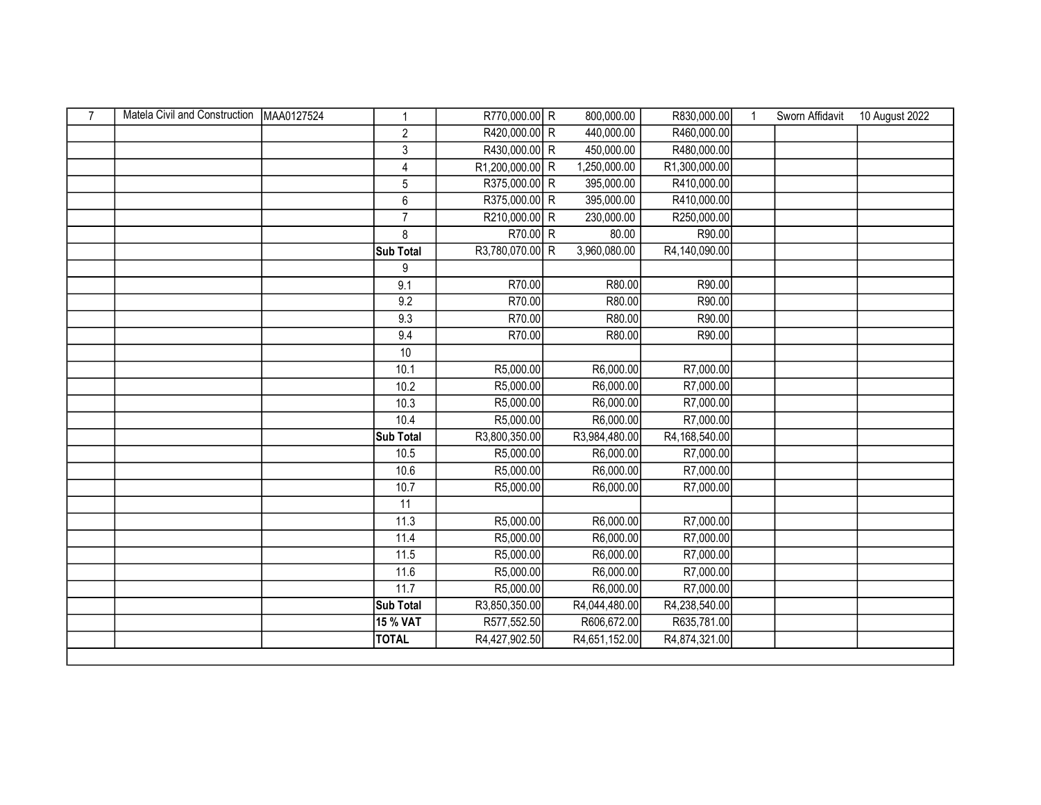| | | | | | | | | | |
|---|---|---|---|---|---|---|---|---|---|
| 7 | Matela Civil and Construction | MAA0127524 | 1 | R770,000.00 | R 800,000.00 | R830,000.00 | 1 | Sworn Affidavit | 10 August 2022 |
| | | | 2 | R420,000.00 | R 440,000.00 | R460,000.00 | | | |
| | | | 3 | R430,000.00 | R 450,000.00 | R480,000.00 | | | |
| | | | 4 | R1,200,000.00 | R 1,250,000.00 | R1,300,000.00 | | | |
| | | | 5 | R375,000.00 | R 395,000.00 | R410,000.00 | | | |
| | | | 6 | R375,000.00 | R 395,000.00 | R410,000.00 | | | |
| | | | 7 | R210,000.00 | R 230,000.00 | R250,000.00 | | | |
| | | | 8 | R70.00 | R 80.00 | R90.00 | | | |
| | | | **Sub Total** | R3,780,070.00 | R 3,960,080.00 | R4,140,090.00 | | | |
| | | | 9 | | | | | | |
| | | | 9.1 | R70.00 | R80.00 | R90.00 | | | |
| | | | 9.2 | R70.00 | R80.00 | R90.00 | | | |
| | | | 9.3 | R70.00 | R80.00 | R90.00 | | | |
| | | | 9.4 | R70.00 | R80.00 | R90.00 | | | |
| | | | 10 | | | | | | |
| | | | 10.1 | R5,000.00 | R6,000.00 | R7,000.00 | | | |
| | | | 10.2 | R5,000.00 | R6,000.00 | R7,000.00 | | | |
| | | | 10.3 | R5,000.00 | R6,000.00 | R7,000.00 | | | |
| | | | 10.4 | R5,000.00 | R6,000.00 | R7,000.00 | | | |
| | | | **Sub Total** | R3,800,350.00 | R3,984,480.00 | R4,168,540.00 | | | |
| | | | 10.5 | R5,000.00 | R6,000.00 | R7,000.00 | | | |
| | | | 10.6 | R5,000.00 | R6,000.00 | R7,000.00 | | | |
| | | | 10.7 | R5,000.00 | R6,000.00 | R7,000.00 | | | |
| | | | 11 | | | | | | |
| | | | 11.3 | R5,000.00 | R6,000.00 | R7,000.00 | | | |
| | | | 11.4 | R5,000.00 | R6,000.00 | R7,000.00 | | | |
| | | | 11.5 | R5,000.00 | R6,000.00 | R7,000.00 | | | |
| | | | 11.6 | R5,000.00 | R6,000.00 | R7,000.00 | | | |
| | | | 11.7 | R5,000.00 | R6,000.00 | R7,000.00 | | | |
| | | | **Sub Total** | R3,850,350.00 | R4,044,480.00 | R4,238,540.00 | | | |
| | | | **15 % VAT** | R577,552.50 | R606,672.00 | R635,781.00 | | | |
| | | | **TOTAL** | R4,427,902.50 | R4,651,152.00 | R4,874,321.00 | | | |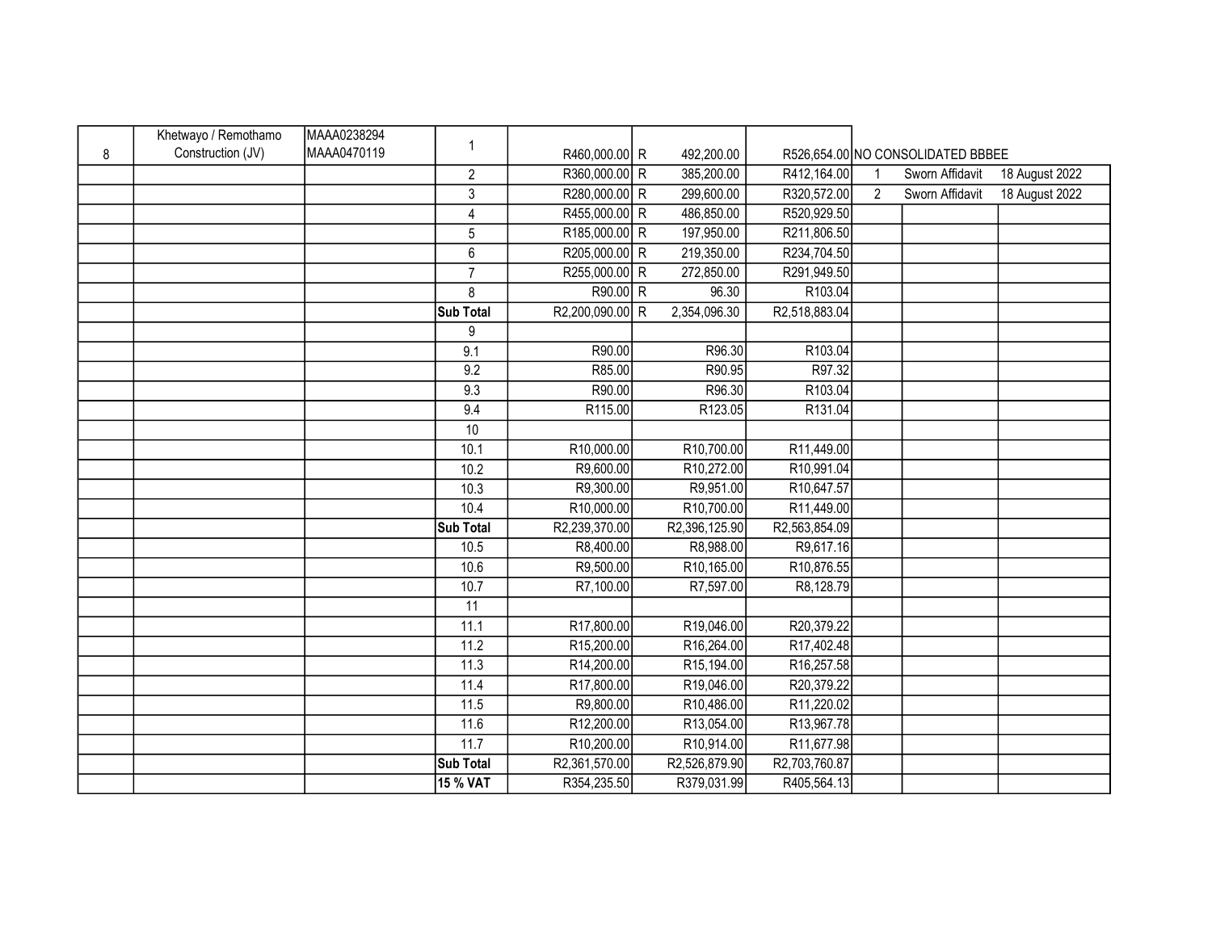| 8 | Khetwayo / Remothamo Construction (JV) | MAAA0238294 MAAA0470119 | 1 | R460,000.00 | R 492,200.00 | R526,654.00 | NO CONSOLIDATED BBBEE | | |
|---|---|---|---|---|---|---|---|---|---|
| | | | 2 | R360,000.00 | R 385,200.00 | R412,164.00 | 1 | Sworn Affidavit | 18 August 2022 |
| | | | 3 | R280,000.00 | R 299,600.00 | R320,572.00 | 2 | Sworn Affidavit | 18 August 2022 |
| | | | 4 | R455,000.00 | R 486,850.00 | R520,929.50 | | | |
| | | | 5 | R185,000.00 | R 197,950.00 | R211,806.50 | | | |
| | | | 6 | R205,000.00 | R 219,350.00 | R234,704.50 | | | |
| | | | 7 | R255,000.00 | R 272,850.00 | R291,949.50 | | | |
| | | | 8 | R90.00 | R 96.30 | R103.04 | | | |
| | | | **Sub Total** | R2,200,090.00 | R 2,354,096.30 | R2,518,883.04 | | | |
| | | | 9 | | | | | | |
| | | | 9.1 | R90.00 | R96.30 | R103.04 | | | |
| | | | 9.2 | R85.00 | R90.95 | R97.32 | | | |
| | | | 9.3 | R90.00 | R96.30 | R103.04 | | | |
| | | | 9.4 | R115.00 | R123.05 | R131.04 | | | |
| | | | 10 | | | | | | |
| | | | 10.1 | R10,000.00 | R10,700.00 | R11,449.00 | | | |
| | | | 10.2 | R9,600.00 | R10,272.00 | R10,991.04 | | | |
| | | | 10.3 | R9,300.00 | R9,951.00 | R10,647.57 | | | |
| | | | 10.4 | R10,000.00 | R10,700.00 | R11,449.00 | | | |
| | | | **Sub Total** | R2,239,370.00 | R2,396,125.90 | R2,563,854.09 | | | |
| | | | 10.5 | R8,400.00 | R8,988.00 | R9,617.16 | | | |
| | | | 10.6 | R9,500.00 | R10,165.00 | R10,876.55 | | | |
| | | | 10.7 | R7,100.00 | R7,597.00 | R8,128.79 | | | |
| | | | 11 | | | | | | |
| | | | 11.1 | R17,800.00 | R19,046.00 | R20,379.22 | | | |
| | | | 11.2 | R15,200.00 | R16,264.00 | R17,402.48 | | | |
| | | | 11.3 | R14,200.00 | R15,194.00 | R16,257.58 | | | |
| | | | 11.4 | R17,800.00 | R19,046.00 | R20,379.22 | | | |
| | | | 11.5 | R9,800.00 | R10,486.00 | R11,220.02 | | | |
| | | | 11.6 | R12,200.00 | R13,054.00 | R13,967.78 | | | |
| | | | 11.7 | R10,200.00 | R10,914.00 | R11,677.98 | | | |
| | | | **Sub Total** | R2,361,570.00 | R2,526,879.90 | R2,703,760.87 | | | |
| | | | **15 % VAT** | R354,235.50 | R379,031.99 | R405,564.13 | | | |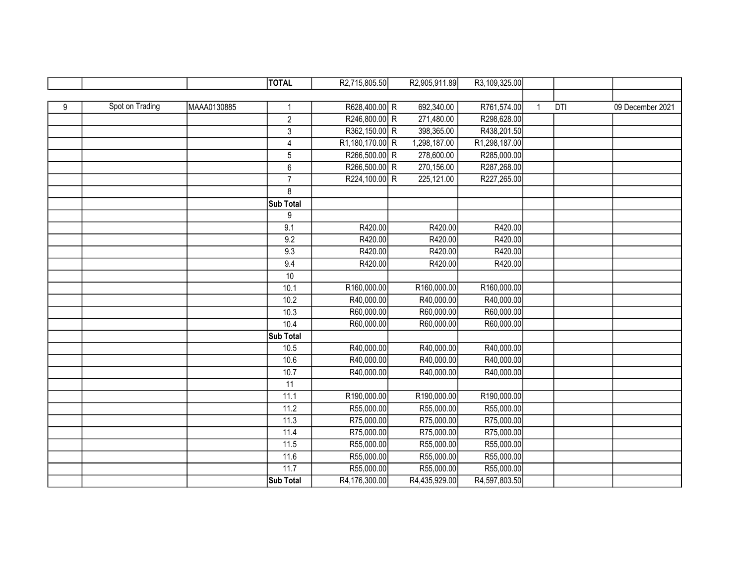| | | | TOTAL | R2,715,805.50 | R2,905,911.89 | R3,109,325.00 | | | |
|---|---|---|---|---|---|---|---|---|---|
| | | | | | | | | | |
| 9 | Spot on Trading | MAAA0130885 | 1 | R628,400.00 | R 692,340.00 | R761,574.00 | 1 | DTI | 09 December 2021 |
| | | | 2 | R246,800.00 | R 271,480.00 | R298,628.00 | | | |
| | | | 3 | R362,150.00 | R 398,365.00 | R438,201.50 | | | |
| | | | 4 | R1,180,170.00 | R 1,298,187.00 | R1,298,187.00 | | | |
| | | | 5 | R266,500.00 | R 278,600.00 | R285,000.00 | | | |
| | | | 6 | R266,500.00 | R 270,156.00 | R287,268.00 | | | |
| | | | 7 | R224,100.00 | R 225,121.00 | R227,265.00 | | | |
| | | | 8 | | | | | | |
| | | | Sub Total | | | | | | |
| | | | 9 | | | | | | |
| | | | 9.1 | R420.00 | R420.00 | R420.00 | | | |
| | | | 9.2 | R420.00 | R420.00 | R420.00 | | | |
| | | | 9.3 | R420.00 | R420.00 | R420.00 | | | |
| | | | 9.4 | R420.00 | R420.00 | R420.00 | | | |
| | | | 10 | | | | | | |
| | | | 10.1 | R160,000.00 | R160,000.00 | R160,000.00 | | | |
| | | | 10.2 | R40,000.00 | R40,000.00 | R40,000.00 | | | |
| | | | 10.3 | R60,000.00 | R60,000.00 | R60,000.00 | | | |
| | | | 10.4 | R60,000.00 | R60,000.00 | R60,000.00 | | | |
| | | | Sub Total | | | | | | |
| | | | 10.5 | R40,000.00 | R40,000.00 | R40,000.00 | | | |
| | | | 10.6 | R40,000.00 | R40,000.00 | R40,000.00 | | | |
| | | | 10.7 | R40,000.00 | R40,000.00 | R40,000.00 | | | |
| | | | 11 | | | | | | |
| | | | 11.1 | R190,000.00 | R190,000.00 | R190,000.00 | | | |
| | | | 11.2 | R55,000.00 | R55,000.00 | R55,000.00 | | | |
| | | | 11.3 | R75,000.00 | R75,000.00 | R75,000.00 | | | |
| | | | 11.4 | R75,000.00 | R75,000.00 | R75,000.00 | | | |
| | | | 11.5 | R55,000.00 | R55,000.00 | R55,000.00 | | | |
| | | | 11.6 | R55,000.00 | R55,000.00 | R55,000.00 | | | |
| | | | 11.7 | R55,000.00 | R55,000.00 | R55,000.00 | | | |
| | | | Sub Total | R4,176,300.00 | R4,435,929.00 | R4,597,803.50 | | | |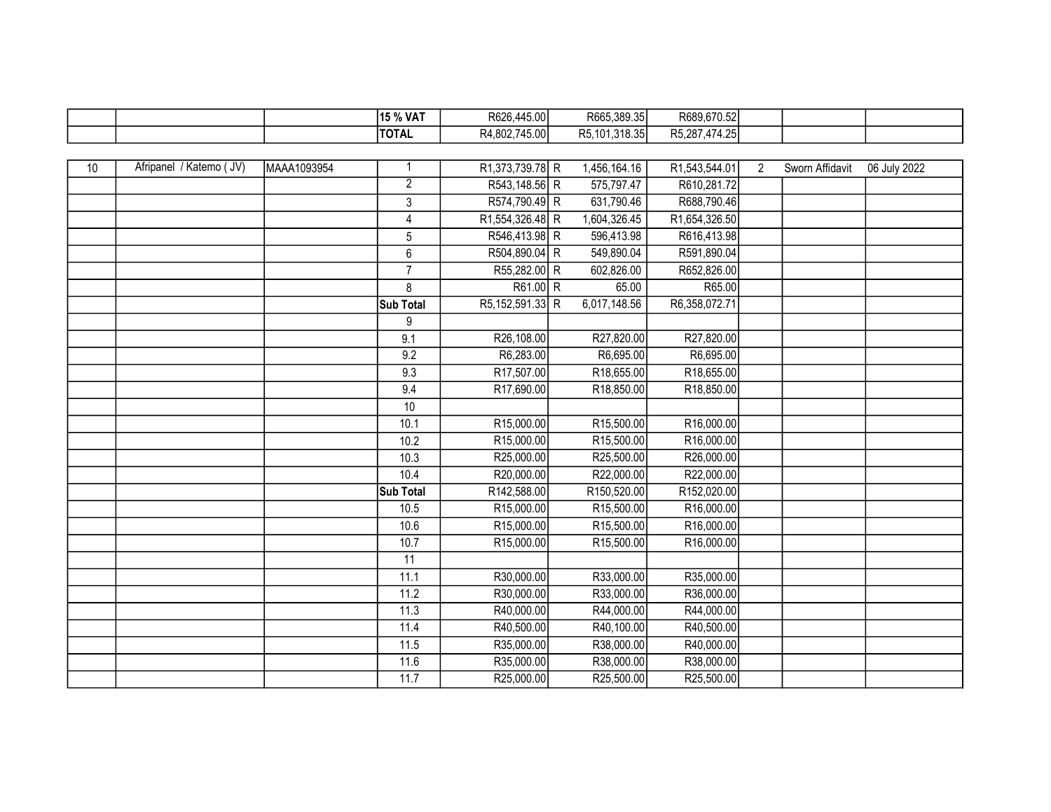| | | | 15 % VAT | R626,445.00 | R665,389.35 | R689,670.52 | | | |
|---|---|---|---|---|---|---|---|---|---|
| | | | TOTAL | R4,802,745.00 | R5,101,318.35 | R5,287,474.25 | | | |

| 10 | Afripanel / Katemo ( JV) | MAAA1093954 | 1 | R1,373,739.78 | R 1,456,164.16 | R1,543,544.01 | 2 | Sworn Affidavit | 06 July 2022 |
|---|---|---|---|---|---|---|---|---|---|
| | | | 2 | R543,148.56 | R 575,797.47 | R610,281.72 | | | |
| | | | 3 | R574,790.49 | R 631,790.46 | R688,790.46 | | | |
| | | | 4 | R1,554,326.48 | R 1,604,326.45 | R1,654,326.50 | | | |
| | | | 5 | R546,413.98 | R 596,413.98 | R616,413.98 | | | |
| | | | 6 | R504,890.04 | R 549,890.04 | R591,890.04 | | | |
| | | | 7 | R55,282.00 | R 602,826.00 | R652,826.00 | | | |
| | | | 8 | R61.00 | R 65.00 | R65.00 | | | |
| | | | Sub Total | R5,152,591.33 | R 6,017,148.56 | R6,358,072.71 | | | |
| | | | 9 | | | | | | |
| | | | 9.1 | R26,108.00 | R27,820.00 | R27,820.00 | | | |
| | | | 9.2 | R6,283.00 | R6,695.00 | R6,695.00 | | | |
| | | | 9.3 | R17,507.00 | R18,655.00 | R18,655.00 | | | |
| | | | 9.4 | R17,690.00 | R18,850.00 | R18,850.00 | | | |
| | | | 10 | | | | | | |
| | | | 10.1 | R15,000.00 | R15,500.00 | R16,000.00 | | | |
| | | | 10.2 | R15,000.00 | R15,500.00 | R16,000.00 | | | |
| | | | 10.3 | R25,000.00 | R25,500.00 | R26,000.00 | | | |
| | | | 10.4 | R20,000.00 | R22,000.00 | R22,000.00 | | | |
| | | | Sub Total | R142,588.00 | R150,520.00 | R152,020.00 | | | |
| | | | 10.5 | R15,000.00 | R15,500.00 | R16,000.00 | | | |
| | | | 10.6 | R15,000.00 | R15,500.00 | R16,000.00 | | | |
| | | | 10.7 | R15,000.00 | R15,500.00 | R16,000.00 | | | |
| | | | 11 | | | | | | |
| | | | 11.1 | R30,000.00 | R33,000.00 | R35,000.00 | | | |
| | | | 11.2 | R30,000.00 | R33,000.00 | R36,000.00 | | | |
| | | | 11.3 | R40,000.00 | R44,000.00 | R44,000.00 | | | |
| | | | 11.4 | R40,500.00 | R40,100.00 | R40,500.00 | | | |
| | | | 11.5 | R35,000.00 | R38,000.00 | R40,000.00 | | | |
| | | | 11.6 | R35,000.00 | R38,000.00 | R38,000.00 | | | |
| | | | 11.7 | R25,000.00 | R25,500.00 | R25,500.00 | | | |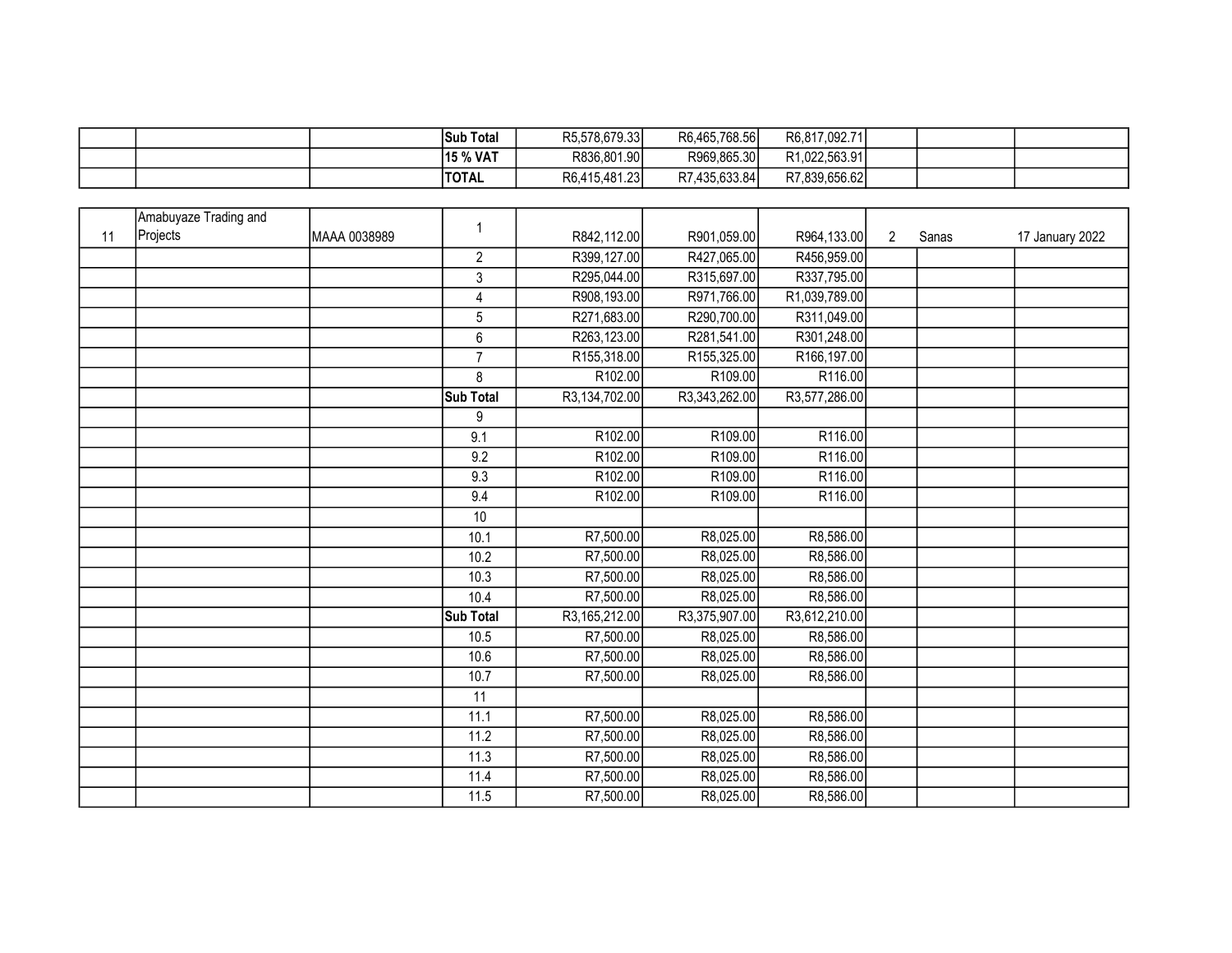| | | | | | | | | | |
|---|---|---|---|---|---|---|---|---|---|
| | | | **Sub Total** | R5,578,679.33 | R6,465,768.56 | R6,817,092.71 | | | |
| | | | **15 % VAT** | R836,801.90 | R969,865.30 | R1,022,563.91 | | | |
| | | | **TOTAL** | R6,415,481.23 | R7,435,633.84 | R7,839,656.62 | | | |

| | | | | | | | | | |
|---|---|---|---|---|---|---|---|---|---|
| 11 | Amabuyaze Trading and Projects | MAAA 0038989 | 1 | R842,112.00 | R901,059.00 | R964,133.00 | 2 | Sanas | 17 January 2022 |
| | | | 2 | R399,127.00 | R427,065.00 | R456,959.00 | | | |
| | | | 3 | R295,044.00 | R315,697.00 | R337,795.00 | | | |
| | | | 4 | R908,193.00 | R971,766.00 | R1,039,789.00 | | | |
| | | | 5 | R271,683.00 | R290,700.00 | R311,049.00 | | | |
| | | | 6 | R263,123.00 | R281,541.00 | R301,248.00 | | | |
| | | | 7 | R155,318.00 | R155,325.00 | R166,197.00 | | | |
| | | | 8 | R102.00 | R109.00 | R116.00 | | | |
| | | | **Sub Total** | R3,134,702.00 | R3,343,262.00 | R3,577,286.00 | | | |
| | | | 9 | | | | | | |
| | | | 9.1 | R102.00 | R109.00 | R116.00 | | | |
| | | | 9.2 | R102.00 | R109.00 | R116.00 | | | |
| | | | 9.3 | R102.00 | R109.00 | R116.00 | | | |
| | | | 9.4 | R102.00 | R109.00 | R116.00 | | | |
| | | | 10 | | | | | | |
| | | | 10.1 | R7,500.00 | R8,025.00 | R8,586.00 | | | |
| | | | 10.2 | R7,500.00 | R8,025.00 | R8,586.00 | | | |
| | | | 10.3 | R7,500.00 | R8,025.00 | R8,586.00 | | | |
| | | | 10.4 | R7,500.00 | R8,025.00 | R8,586.00 | | | |
| | | | **Sub Total** | R3,165,212.00 | R3,375,907.00 | R3,612,210.00 | | | |
| | | | 10.5 | R7,500.00 | R8,025.00 | R8,586.00 | | | |
| | | | 10.6 | R7,500.00 | R8,025.00 | R8,586.00 | | | |
| | | | 10.7 | R7,500.00 | R8,025.00 | R8,586.00 | | | |
| | | | 11 | | | | | | |
| | | | 11.1 | R7,500.00 | R8,025.00 | R8,586.00 | | | |
| | | | 11.2 | R7,500.00 | R8,025.00 | R8,586.00 | | | |
| | | | 11.3 | R7,500.00 | R8,025.00 | R8,586.00 | | | |
| | | | 11.4 | R7,500.00 | R8,025.00 | R8,586.00 | | | |
| | | | 11.5 | R7,500.00 | R8,025.00 | R8,586.00 | | | |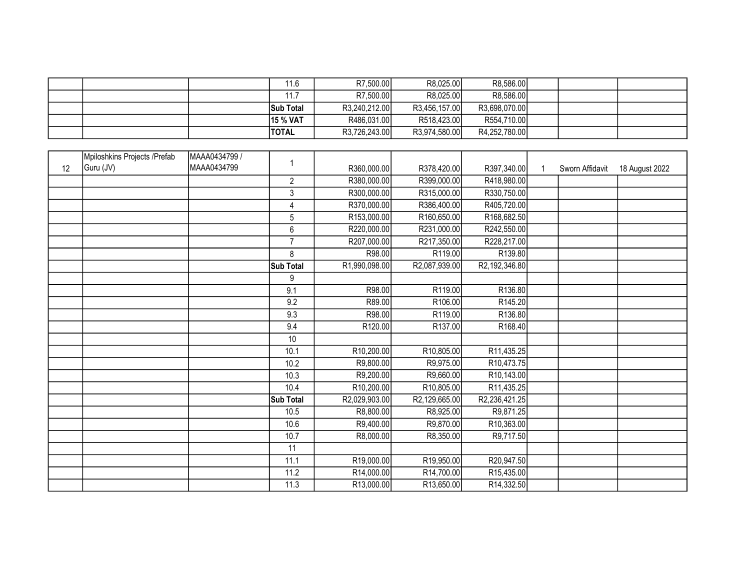| | | | | | | | | | |
|---|---|---|---|---|---|---|---|---|---|
| | | | 11.6 | R7,500.00 | R8,025.00 | R8,586.00 | | | |
| | | | 11.7 | R7,500.00 | R8,025.00 | R8,586.00 | | | |
| | | | **Sub Total** | R3,240,212.00 | R3,456,157.00 | R3,698,070.00 | | | |
| | | | **15 % VAT** | R486,031.00 | R518,423.00 | R554,710.00 | | | |
| | | | **TOTAL** | R3,726,243.00 | R3,974,580.00 | R4,252,780.00 | | | |

| | | | | | | | | | |
|---|---|---|---|---|---|---|---|---|---|
| 12 | Mpiloshkins Projects /Prefab Guru (JV) | MAAA0434799 / MAAA0434799 | 1 | R360,000.00 | R378,420.00 | R397,340.00 | 1 | Sworn Affidavit | 18 August 2022 |
| | | | 2 | R380,000.00 | R399,000.00 | R418,980.00 | | | |
| | | | 3 | R300,000.00 | R315,000.00 | R330,750.00 | | | |
| | | | 4 | R370,000.00 | R386,400.00 | R405,720.00 | | | |
| | | | 5 | R153,000.00 | R160,650.00 | R168,682.50 | | | |
| | | | 6 | R220,000.00 | R231,000.00 | R242,550.00 | | | |
| | | | 7 | R207,000.00 | R217,350.00 | R228,217.00 | | | |
| | | | 8 | R98.00 | R119.00 | R139.80 | | | |
| | | | **Sub Total** | R1,990,098.00 | R2,087,939.00 | R2,192,346.80 | | | |
| | | | 9 | | | | | | |
| | | | 9.1 | R98.00 | R119.00 | R136.80 | | | |
| | | | 9.2 | R89.00 | R106.00 | R145.20 | | | |
| | | | 9.3 | R98.00 | R119.00 | R136.80 | | | |
| | | | 9.4 | R120.00 | R137.00 | R168.40 | | | |
| | | | 10 | | | | | | |
| | | | 10.1 | R10,200.00 | R10,805.00 | R11,435.25 | | | |
| | | | 10.2 | R9,800.00 | R9,975.00 | R10,473.75 | | | |
| | | | 10.3 | R9,200.00 | R9,660.00 | R10,143.00 | | | |
| | | | 10.4 | R10,200.00 | R10,805.00 | R11,435.25 | | | |
| | | | **Sub Total** | R2,029,903.00 | R2,129,665.00 | R2,236,421.25 | | | |
| | | | 10.5 | R8,800.00 | R8,925.00 | R9,871.25 | | | |
| | | | 10.6 | R9,400.00 | R9,870.00 | R10,363.00 | | | |
| | | | 10.7 | R8,000.00 | R8,350.00 | R9,717.50 | | | |
| | | | 11 | | | | | | |
| | | | 11.1 | R19,000.00 | R19,950.00 | R20,947.50 | | | |
| | | | 11.2 | R14,000.00 | R14,700.00 | R15,435.00 | | | |
| | | | 11.3 | R13,000.00 | R13,650.00 | R14,332.50 | | | |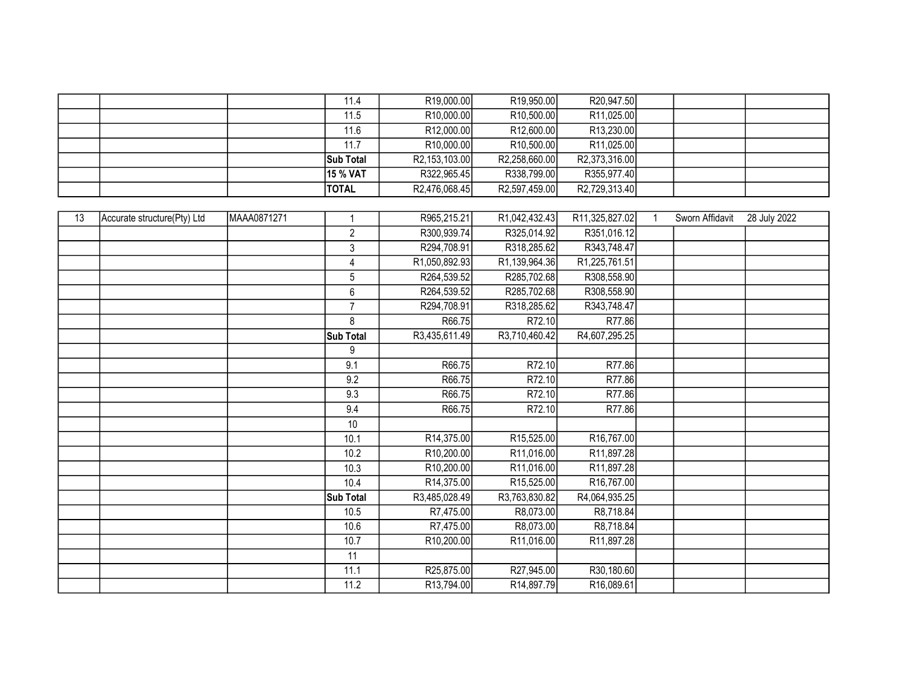| | | | | | | | | | |
|---|---|---|---|---|---|---|---|---|---|
| | | | 11.4 | R19,000.00 | R19,950.00 | R20,947.50 | | | |
| | | | 11.5 | R10,000.00 | R10,500.00 | R11,025.00 | | | |
| | | | 11.6 | R12,000.00 | R12,600.00 | R13,230.00 | | | |
| | | | 11.7 | R10,000.00 | R10,500.00 | R11,025.00 | | | |
| | | | **Sub Total** | R2,153,103.00 | R2,258,660.00 | R2,373,316.00 | | | |
| | | | **15 % VAT** | R322,965.45 | R338,799.00 | R355,977.40 | | | |
| | | | **TOTAL** | R2,476,068.45 | R2,597,459.00 | R2,729,313.40 | | | |

| | | | | | | | | | |
|---|---|---|---|---|---|---|---|---|---|
| 13 | Accurate structure(Pty) Ltd | MAAA0871271 | 1 | R965,215.21 | R1,042,432.43 | R11,325,827.02 | 1 | Sworn Affidavit | 28 July 2022 |
| | | | 2 | R300,939.74 | R325,014.92 | R351,016.12 | | | |
| | | | 3 | R294,708.91 | R318,285.62 | R343,748.47 | | | |
| | | | 4 | R1,050,892.93 | R1,139,964.36 | R1,225,761.51 | | | |
| | | | 5 | R264,539.52 | R285,702.68 | R308,558.90 | | | |
| | | | 6 | R264,539.52 | R285,702.68 | R308,558.90 | | | |
| | | | 7 | R294,708.91 | R318,285.62 | R343,748.47 | | | |
| | | | 8 | R66.75 | R72.10 | R77.86 | | | |
| | | | **Sub Total** | R3,435,611.49 | R3,710,460.42 | R4,607,295.25 | | | |
| | | | 9 | | | | | | |
| | | | 9.1 | R66.75 | R72.10 | R77.86 | | | |
| | | | 9.2 | R66.75 | R72.10 | R77.86 | | | |
| | | | 9.3 | R66.75 | R72.10 | R77.86 | | | |
| | | | 9.4 | R66.75 | R72.10 | R77.86 | | | |
| | | | 10 | | | | | | |
| | | | 10.1 | R14,375.00 | R15,525.00 | R16,767.00 | | | |
| | | | 10.2 | R10,200.00 | R11,016.00 | R11,897.28 | | | |
| | | | 10.3 | R10,200.00 | R11,016.00 | R11,897.28 | | | |
| | | | 10.4 | R14,375.00 | R15,525.00 | R16,767.00 | | | |
| | | | **Sub Total** | R3,485,028.49 | R3,763,830.82 | R4,064,935.25 | | | |
| | | | 10.5 | R7,475.00 | R8,073.00 | R8,718.84 | | | |
| | | | 10.6 | R7,475.00 | R8,073.00 | R8,718.84 | | | |
| | | | 10.7 | R10,200.00 | R11,016.00 | R11,897.28 | | | |
| | | | 11 | | | | | | |
| | | | 11.1 | R25,875.00 | R27,945.00 | R30,180.60 | | | |
| | | | 11.2 | R13,794.00 | R14,897.79 | R16,089.61 | | | |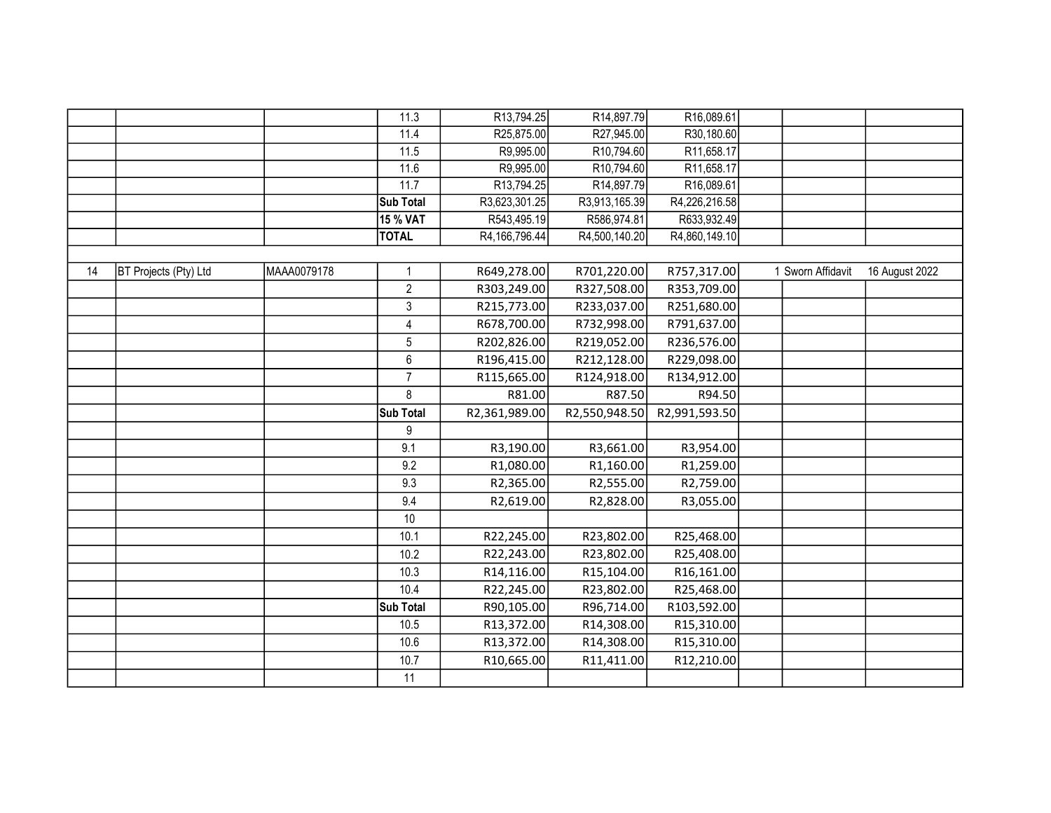| | | | | | | | | | |
|---|---|---|---|---|---|---|---|---|---|
| | | | 11.3 | R13,794.25 | R14,897.79 | R16,089.61 | | | |
| | | | 11.4 | R25,875.00 | R27,945.00 | R30,180.60 | | | |
| | | | 11.5 | R9,995.00 | R10,794.60 | R11,658.17 | | | |
| | | | 11.6 | R9,995.00 | R10,794.60 | R11,658.17 | | | |
| | | | 11.7 | R13,794.25 | R14,897.79 | R16,089.61 | | | |
| | | | **Sub Total** | R3,623,301.25 | R3,913,165.39 | R4,226,216.58 | | | |
| | | | **15 % VAT** | R543,495.19 | R586,974.81 | R633,932.49 | | | |
| | | | **TOTAL** | R4,166,796.44 | R4,500,140.20 | R4,860,149.10 | | | |
| | | | | | | | | | |
| 14 | BT Projects (Pty) Ltd | MAAA0079178 | 1 | R649,278.00 | R701,220.00 | R757,317.00 | 1 | Sworn Affidavit | 16 August 2022 |
| | | | 2 | R303,249.00 | R327,508.00 | R353,709.00 | | | |
| | | | 3 | R215,773.00 | R233,037.00 | R251,680.00 | | | |
| | | | 4 | R678,700.00 | R732,998.00 | R791,637.00 | | | |
| | | | 5 | R202,826.00 | R219,052.00 | R236,576.00 | | | |
| | | | 6 | R196,415.00 | R212,128.00 | R229,098.00 | | | |
| | | | 7 | R115,665.00 | R124,918.00 | R134,912.00 | | | |
| | | | 8 | R81.00 | R87.50 | R94.50 | | | |
| | | | **Sub Total** | R2,361,989.00 | R2,550,948.50 | R2,991,593.50 | | | |
| | | | 9 | | | | | | |
| | | | 9.1 | R3,190.00 | R3,661.00 | R3,954.00 | | | |
| | | | 9.2 | R1,080.00 | R1,160.00 | R1,259.00 | | | |
| | | | 9.3 | R2,365.00 | R2,555.00 | R2,759.00 | | | |
| | | | 9.4 | R2,619.00 | R2,828.00 | R3,055.00 | | | |
| | | | 10 | | | | | | |
| | | | 10.1 | R22,245.00 | R23,802.00 | R25,468.00 | | | |
| | | | 10.2 | R22,243.00 | R23,802.00 | R25,408.00 | | | |
| | | | 10.3 | R14,116.00 | R15,104.00 | R16,161.00 | | | |
| | | | 10.4 | R22,245.00 | R23,802.00 | R25,468.00 | | | |
| | | | **Sub Total** | R90,105.00 | R96,714.00 | R103,592.00 | | | |
| | | | 10.5 | R13,372.00 | R14,308.00 | R15,310.00 | | | |
| | | | 10.6 | R13,372.00 | R14,308.00 | R15,310.00 | | | |
| | | | 10.7 | R10,665.00 | R11,411.00 | R12,210.00 | | | |
| | | | 11 | | | | | | |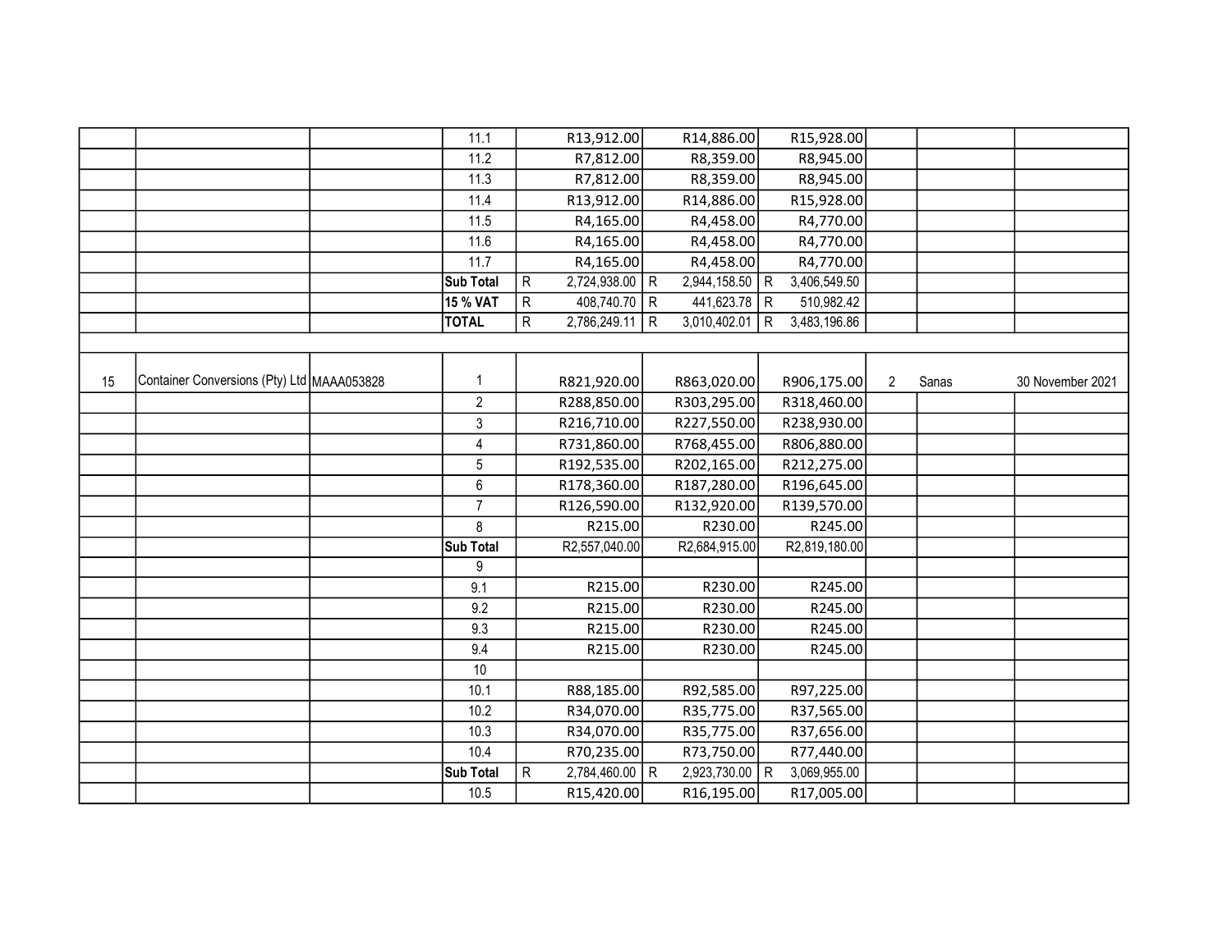| | | | | | | | | | |
|---|---|---|---|---|---|---|---|---|---|
| | | | 11.1 | R13,912.00 | R14,886.00 | R15,928.00 | | | |
| | | | 11.2 | R7,812.00 | R8,359.00 | R8,945.00 | | | |
| | | | 11.3 | R7,812.00 | R8,359.00 | R8,945.00 | | | |
| | | | 11.4 | R13,912.00 | R14,886.00 | R15,928.00 | | | |
| | | | 11.5 | R4,165.00 | R4,458.00 | R4,770.00 | | | |
| | | | 11.6 | R4,165.00 | R4,458.00 | R4,770.00 | | | |
| | | | 11.7 | R4,165.00 | R4,458.00 | R4,770.00 | | | |
| | | | **Sub Total** | R 2,724,938.00 | R 2,944,158.50 | R 3,406,549.50 | | | |
| | | | **15 % VAT** | R 408,740.70 | R 441,623.78 | R 510,982.42 | | | |
| | | | **TOTAL** | R 2,786,249.11 | R 3,010,402.01 | R 3,483,196.86 | | | |
| | | | | | | | | | |
| 15 | Container Conversions (Pty) Ltd | MAAA053828 | 1 | R821,920.00 | R863,020.00 | R906,175.00 | 2 | Sanas | 30 November 2021 |
| | | | 2 | R288,850.00 | R303,295.00 | R318,460.00 | | | |
| | | | 3 | R216,710.00 | R227,550.00 | R238,930.00 | | | |
| | | | 4 | R731,860.00 | R768,455.00 | R806,880.00 | | | |
| | | | 5 | R192,535.00 | R202,165.00 | R212,275.00 | | | |
| | | | 6 | R178,360.00 | R187,280.00 | R196,645.00 | | | |
| | | | 7 | R126,590.00 | R132,920.00 | R139,570.00 | | | |
| | | | 8 | R215.00 | R230.00 | R245.00 | | | |
| | | | **Sub Total** | R2,557,040.00 | R2,684,915.00 | R2,819,180.00 | | | |
| | | | 9 | | | | | | |
| | | | 9.1 | R215.00 | R230.00 | R245.00 | | | |
| | | | 9.2 | R215.00 | R230.00 | R245.00 | | | |
| | | | 9.3 | R215.00 | R230.00 | R245.00 | | | |
| | | | 9.4 | R215.00 | R230.00 | R245.00 | | | |
| | | | 10 | | | | | | |
| | | | 10.1 | R88,185.00 | R92,585.00 | R97,225.00 | | | |
| | | | 10.2 | R34,070.00 | R35,775.00 | R37,565.00 | | | |
| | | | 10.3 | R34,070.00 | R35,775.00 | R37,656.00 | | | |
| | | | 10.4 | R70,235.00 | R73,750.00 | R77,440.00 | | | |
| | | | **Sub Total** | R 2,784,460.00 | R 2,923,730.00 | R 3,069,955.00 | | | |
| | | | 10.5 | R15,420.00 | R16,195.00 | R17,005.00 | | | |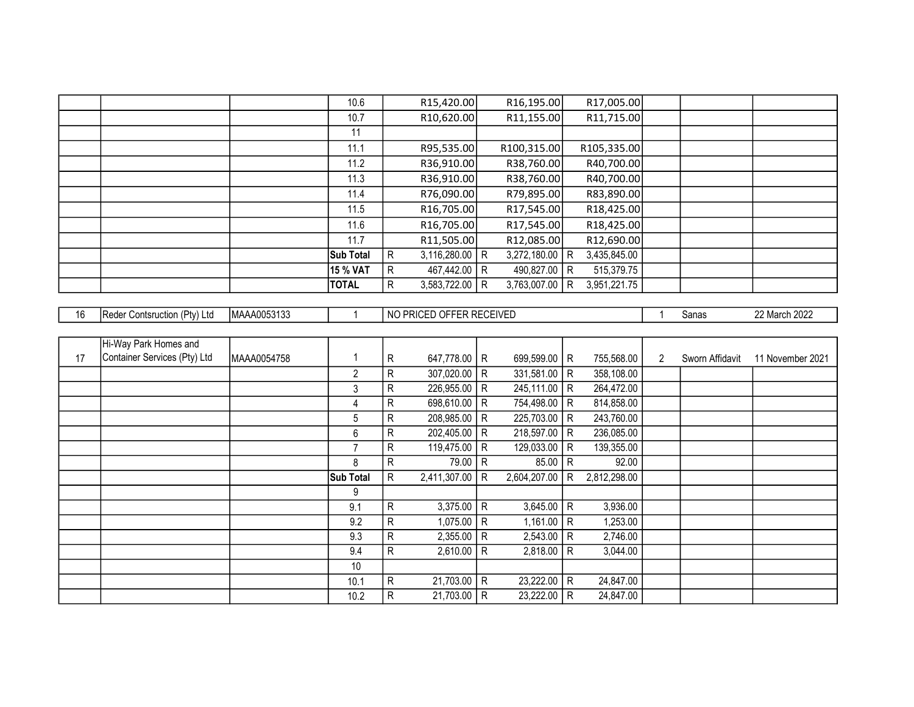| | | | | | | | | | |
|---|---|---|---|---|---|---|---|---|---|
| | | | 10.6 | R15,420.00 | R16,195.00 | R17,005.00 | | | |
| | | | 10.7 | R10,620.00 | R11,155.00 | R11,715.00 | | | |
| | | | 11 | | | | | | |
| | | | 11.1 | R95,535.00 | R100,315.00 | R105,335.00 | | | |
| | | | 11.2 | R36,910.00 | R38,760.00 | R40,700.00 | | | |
| | | | 11.3 | R36,910.00 | R38,760.00 | R40,700.00 | | | |
| | | | 11.4 | R76,090.00 | R79,895.00 | R83,890.00 | | | |
| | | | 11.5 | R16,705.00 | R17,545.00 | R18,425.00 | | | |
| | | | 11.6 | R16,705.00 | R17,545.00 | R18,425.00 | | | |
| | | | 11.7 | R11,505.00 | R12,085.00 | R12,690.00 | | | |
| | | | **Sub Total** | R 3,116,280.00 | R 3,272,180.00 | R 3,435,845.00 | | | |
| | | | **15 % VAT** | R 467,442.00 | R 490,827.00 | R 515,379.75 | | | |
| | | | **TOTAL** | R 3,583,722.00 | R 3,763,007.00 | R 3,951,221.75 | | | |
| 16 | Reder Contsruction (Pty) Ltd | MAAA0053133 | 1 | NO PRICED OFFER RECEIVED | | | 1 | Sanas | 22 March 2022 |
| 17 | Hi-Way Park Homes and Container Services (Pty) Ltd | MAAA0054758 | 1 | R 647,778.00 | R 699,599.00 | R 755,568.00 | 2 | Sworn Affidavit | 11 November 2021 |
| | | | 2 | R 307,020.00 | R 331,581.00 | R 358,108.00 | | | |
| | | | 3 | R 226,955.00 | R 245,111.00 | R 264,472.00 | | | |
| | | | 4 | R 698,610.00 | R 754,498.00 | R 814,858.00 | | | |
| | | | 5 | R 208,985.00 | R 225,703.00 | R 243,760.00 | | | |
| | | | 6 | R 202,405.00 | R 218,597.00 | R 236,085.00 | | | |
| | | | 7 | R 119,475.00 | R 129,033.00 | R 139,355.00 | | | |
| | | | 8 | R 79.00 | R 85.00 | R 92.00 | | | |
| | | | **Sub Total** | R 2,411,307.00 | R 2,604,207.00 | R 2,812,298.00 | | | |
| | | | 9 | | | | | | |
| | | | 9.1 | R 3,375.00 | R 3,645.00 | R 3,936.00 | | | |
| | | | 9.2 | R 1,075.00 | R 1,161.00 | R 1,253.00 | | | |
| | | | 9.3 | R 2,355.00 | R 2,543.00 | R 2,746.00 | | | |
| | | | 9.4 | R 2,610.00 | R 2,818.00 | R 3,044.00 | | | |
| | | | 10 | | | | | | |
| | | | 10.1 | R 21,703.00 | R 23,222.00 | R 24,847.00 | | | |
| | | | 10.2 | R 21,703.00 | R 23,222.00 | R 24,847.00 | | | |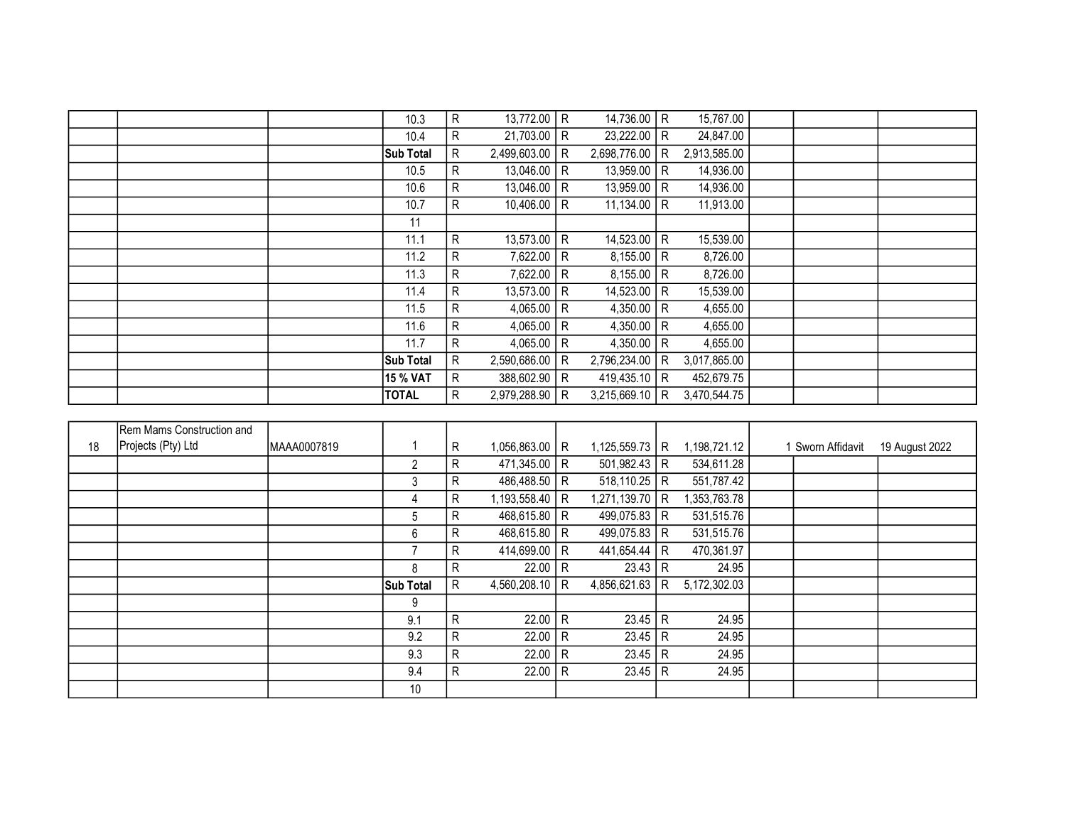| | | | 10.3 | R | 13,772.00 | R | 14,736.00 | R | 15,767.00 | | | |
|---|---|---|---|---|---|---|---|---|---|---|---|---|
| | | | 10.4 | R | 21,703.00 | R | 23,222.00 | R | 24,847.00 | | | |
| | | | **Sub Total** | R | 2,499,603.00 | R | 2,698,776.00 | R | 2,913,585.00 | | | |
| | | | 10.5 | R | 13,046.00 | R | 13,959.00 | R | 14,936.00 | | | |
| | | | 10.6 | R | 13,046.00 | R | 13,959.00 | R | 14,936.00 | | | |
| | | | 10.7 | R | 10,406.00 | R | 11,134.00 | R | 11,913.00 | | | |
| | | | 11 | | | | | | | | | |
| | | | 11.1 | R | 13,573.00 | R | 14,523.00 | R | 15,539.00 | | | |
| | | | 11.2 | R | 7,622.00 | R | 8,155.00 | R | 8,726.00 | | | |
| | | | 11.3 | R | 7,622.00 | R | 8,155.00 | R | 8,726.00 | | | |
| | | | 11.4 | R | 13,573.00 | R | 14,523.00 | R | 15,539.00 | | | |
| | | | 11.5 | R | 4,065.00 | R | 4,350.00 | R | 4,655.00 | | | |
| | | | 11.6 | R | 4,065.00 | R | 4,350.00 | R | 4,655.00 | | | |
| | | | 11.7 | R | 4,065.00 | R | 4,350.00 | R | 4,655.00 | | | |
| | | | **Sub Total** | R | 2,590,686.00 | R | 2,796,234.00 | R | 3,017,865.00 | | | |
| | | | **15 % VAT** | R | 388,602.90 | R | 419,435.10 | R | 452,679.75 | | | |
| | | | **TOTAL** | R | 2,979,288.90 | R | 3,215,669.10 | R | 3,470,544.75 | | | |

| 18 | Rem Mams Construction and Projects (Pty) Ltd | MAAA0007819 | 1 | R | 1,056,863.00 | R | 1,125,559.73 | R | 1,198,721.12 | 1 | Sworn Affidavit | 19 August 2022 |
|---|---|---|---|---|---|---|---|---|---|---|---|---|
| | | | 2 | R | 471,345.00 | R | 501,982.43 | R | 534,611.28 | | | |
| | | | 3 | R | 486,488.50 | R | 518,110.25 | R | 551,787.42 | | | |
| | | | 4 | R | 1,193,558.40 | R | 1,271,139.70 | R | 1,353,763.78 | | | |
| | | | 5 | R | 468,615.80 | R | 499,075.83 | R | 531,515.76 | | | |
| | | | 6 | R | 468,615.80 | R | 499,075.83 | R | 531,515.76 | | | |
| | | | 7 | R | 414,699.00 | R | 441,654.44 | R | 470,361.97 | | | |
| | | | 8 | R | 22.00 | R | 23.43 | R | 24.95 | | | |
| | | | **Sub Total** | R | 4,560,208.10 | R | 4,856,621.63 | R | 5,172,302.03 | | | |
| | | | 9 | | | | | | | | | |
| | | | 9.1 | R | 22.00 | R | 23.45 | R | 24.95 | | | |
| | | | 9.2 | R | 22.00 | R | 23.45 | R | 24.95 | | | |
| | | | 9.3 | R | 22.00 | R | 23.45 | R | 24.95 | | | |
| | | | 9.4 | R | 22.00 | R | 23.45 | R | 24.95 | | | |
| | | | 10 | | | | | | | | | |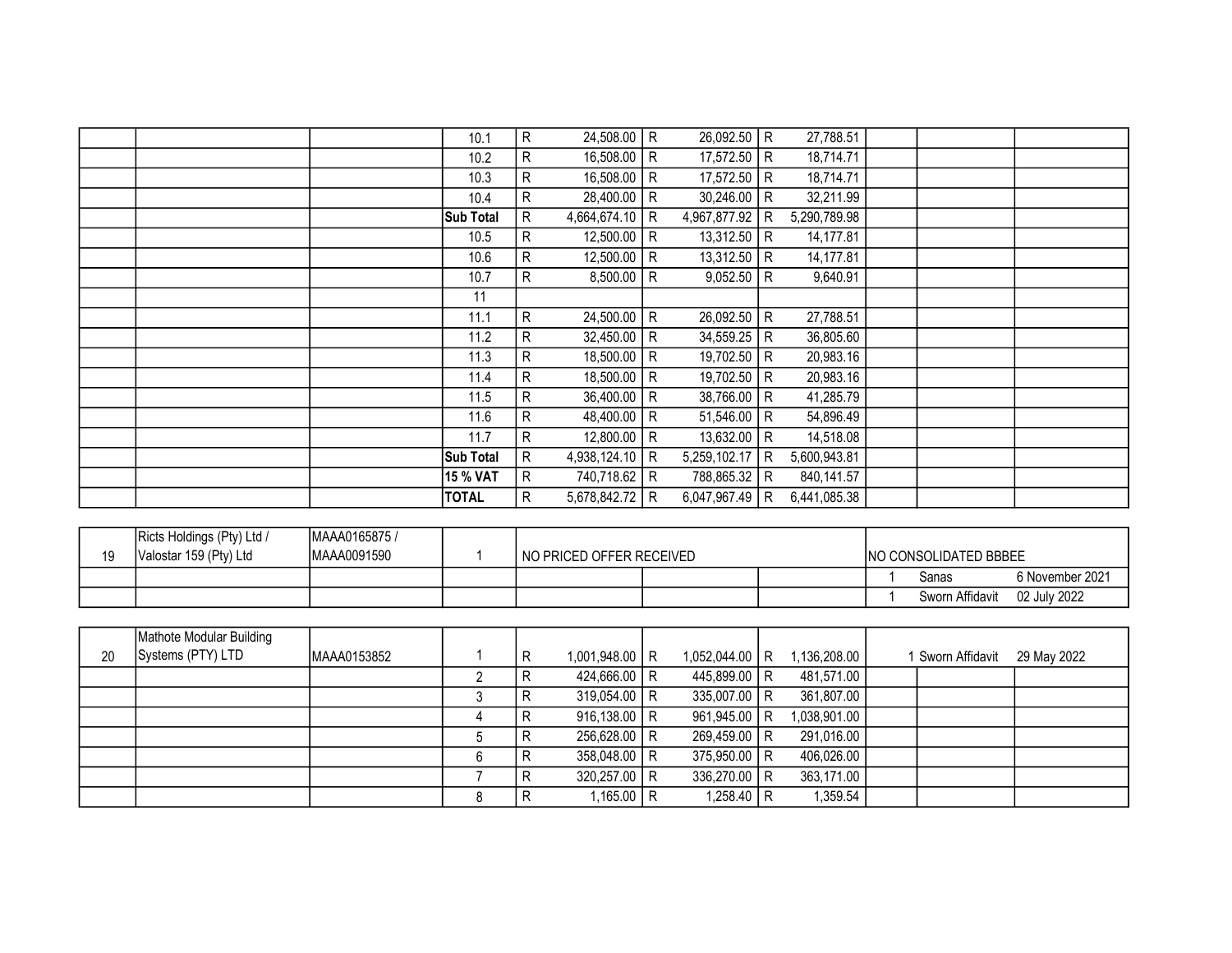| | | | | | | | | | | | | |
|---|---|---|---|---|---|---|---|---|---|---|---|---|
| | | | 10.1 | R | 24,508.00 | R | 26,092.50 | R | 27,788.51 | | | |
| | | | 10.2 | R | 16,508.00 | R | 17,572.50 | R | 18,714.71 | | | |
| | | | 10.3 | R | 16,508.00 | R | 17,572.50 | R | 18,714.71 | | | |
| | | | 10.4 | R | 28,400.00 | R | 30,246.00 | R | 32,211.99 | | | |
| | | | **Sub Total** | R | 4,664,674.10 | R | 4,967,877.92 | R | 5,290,789.98 | | | |
| | | | 10.5 | R | 12,500.00 | R | 13,312.50 | R | 14,177.81 | | | |
| | | | 10.6 | R | 12,500.00 | R | 13,312.50 | R | 14,177.81 | | | |
| | | | 10.7 | R | 8,500.00 | R | 9,052.50 | R | 9,640.91 | | | |
| | | | 11 | | | | | | | | | |
| | | | 11.1 | R | 24,500.00 | R | 26,092.50 | R | 27,788.51 | | | |
| | | | 11.2 | R | 32,450.00 | R | 34,559.25 | R | 36,805.60 | | | |
| | | | 11.3 | R | 18,500.00 | R | 19,702.50 | R | 20,983.16 | | | |
| | | | 11.4 | R | 18,500.00 | R | 19,702.50 | R | 20,983.16 | | | |
| | | | 11.5 | R | 36,400.00 | R | 38,766.00 | R | 41,285.79 | | | |
| | | | 11.6 | R | 48,400.00 | R | 51,546.00 | R | 54,896.49 | | | |
| | | | 11.7 | R | 12,800.00 | R | 13,632.00 | R | 14,518.08 | | | |
| | | | **Sub Total** | R | 4,938,124.10 | R | 5,259,102.17 | R | 5,600,943.81 | | | |
| | | | **15 % VAT** | R | 740,718.62 | R | 788,865.32 | R | 840,141.57 | | | |
| | | | **TOTAL** | R | 5,678,842.72 | R | 6,047,967.49 | R | 6,441,085.38 | | | |

| | | | | | | | | |
|---|---|---|---|---|---|---|---|---|
| 19 | Ricts Holdings (Pty) Ltd / Valostar 159 (Pty) Ltd | MAAA0165875 / MAAA0091590 | 1 | NO PRICED OFFER RECEIVED | | | NO CONSOLIDATED BBBEE | |
| | | | | | | 1 | Sanas | 6 November 2021 |
| | | | | | | 1 | Sworn Affidavit | 02 July 2022 |

| | | | | | | | | | | | | |
|---|---|---|---|---|---|---|---|---|---|---|---|---|
| 20 | Mathote Modular Building Systems (PTY) LTD | MAAA0153852 | 1 | R | 1,001,948.00 | R | 1,052,044.00 | R | 1,136,208.00 | 1 | Sworn Affidavit | 29 May 2022 |
| | | | 2 | R | 424,666.00 | R | 445,899.00 | R | 481,571.00 | | | |
| | | | 3 | R | 319,054.00 | R | 335,007.00 | R | 361,807.00 | | | |
| | | | 4 | R | 916,138.00 | R | 961,945.00 | R | 1,038,901.00 | | | |
| | | | 5 | R | 256,628.00 | R | 269,459.00 | R | 291,016.00 | | | |
| | | | 6 | R | 358,048.00 | R | 375,950.00 | R | 406,026.00 | | | |
| | | | 7 | R | 320,257.00 | R | 336,270.00 | R | 363,171.00 | | | |
| | | | 8 | R | 1,165.00 | R | 1,258.40 | R | 1,359.54 | | | |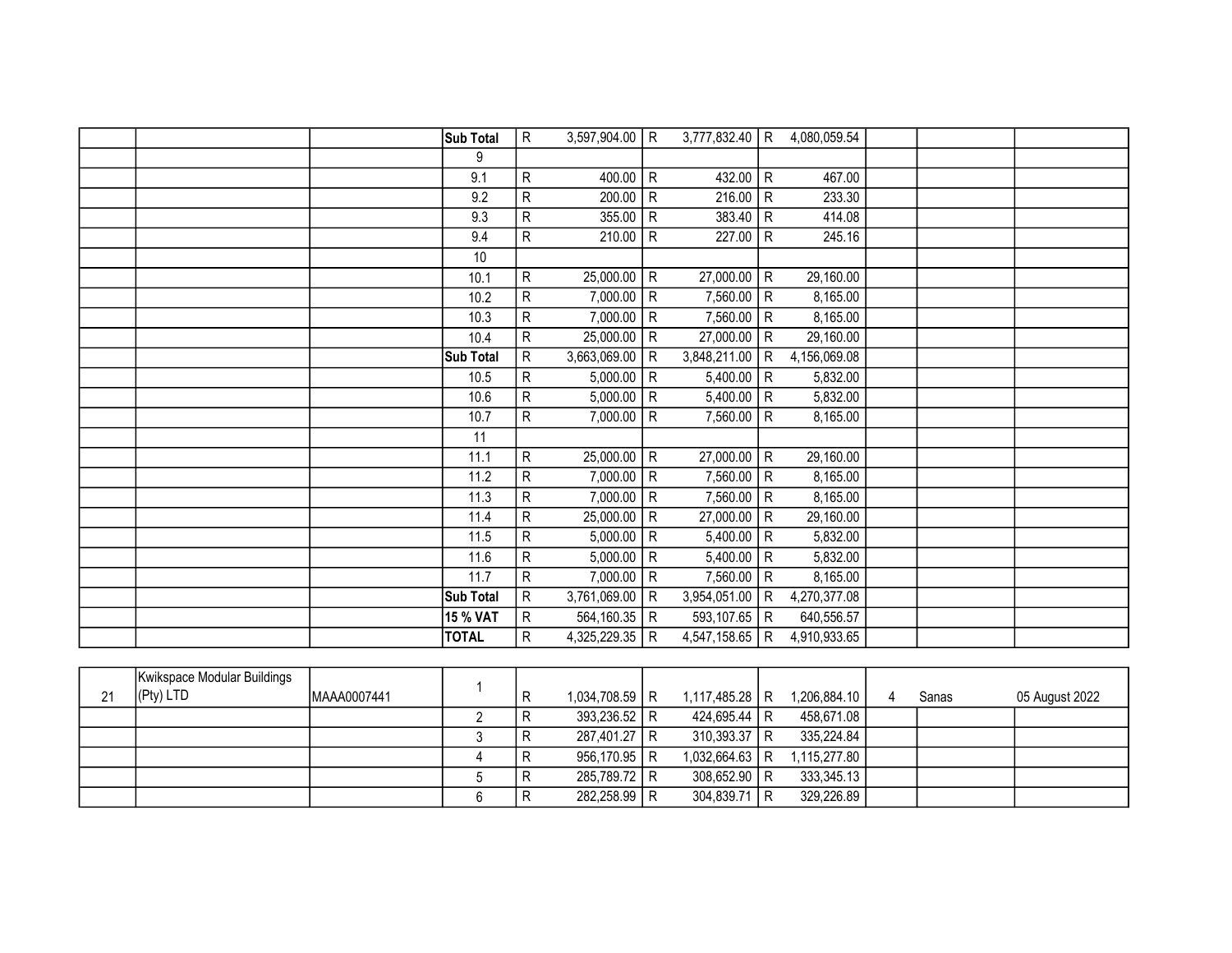| | | | | | | | | | | | |
|---|---|---|---|---|---|---|---|---|---|---|---|
| | | | **Sub Total** | R | 3,597,904.00 | R | 3,777,832.40 | R | 4,080,059.54 | | | |
| | | | 9 | | | | | | | | | |
| | | | 9.1 | R | 400.00 | R | 432.00 | R | 467.00 | | | |
| | | | 9.2 | R | 200.00 | R | 216.00 | R | 233.30 | | | |
| | | | 9.3 | R | 355.00 | R | 383.40 | R | 414.08 | | | |
| | | | 9.4 | R | 210.00 | R | 227.00 | R | 245.16 | | | |
| | | | 10 | | | | | | | | | |
| | | | 10.1 | R | 25,000.00 | R | 27,000.00 | R | 29,160.00 | | | |
| | | | 10.2 | R | 7,000.00 | R | 7,560.00 | R | 8,165.00 | | | |
| | | | 10.3 | R | 7,000.00 | R | 7,560.00 | R | 8,165.00 | | | |
| | | | 10.4 | R | 25,000.00 | R | 27,000.00 | R | 29,160.00 | | | |
| | | | **Sub Total** | R | 3,663,069.00 | R | 3,848,211.00 | R | 4,156,069.08 | | | |
| | | | 10.5 | R | 5,000.00 | R | 5,400.00 | R | 5,832.00 | | | |
| | | | 10.6 | R | 5,000.00 | R | 5,400.00 | R | 5,832.00 | | | |
| | | | 10.7 | R | 7,000.00 | R | 7,560.00 | R | 8,165.00 | | | |
| | | | 11 | | | | | | | | | |
| | | | 11.1 | R | 25,000.00 | R | 27,000.00 | R | 29,160.00 | | | |
| | | | 11.2 | R | 7,000.00 | R | 7,560.00 | R | 8,165.00 | | | |
| | | | 11.3 | R | 7,000.00 | R | 7,560.00 | R | 8,165.00 | | | |
| | | | 11.4 | R | 25,000.00 | R | 27,000.00 | R | 29,160.00 | | | |
| | | | 11.5 | R | 5,000.00 | R | 5,400.00 | R | 5,832.00 | | | |
| | | | 11.6 | R | 5,000.00 | R | 5,400.00 | R | 5,832.00 | | | |
| | | | 11.7 | R | 7,000.00 | R | 7,560.00 | R | 8,165.00 | | | |
| | | | **Sub Total** | R | 3,761,069.00 | R | 3,954,051.00 | R | 4,270,377.08 | | | |
| | | | **15 % VAT** | R | 564,160.35 | R | 593,107.65 | R | 640,556.57 | | | |
| | | | **TOTAL** | R | 4,325,229.35 | R | 4,547,158.65 | R | 4,910,933.65 | | | |

| | | | | | | | | | | | | |
|---|---|---|---|---|---|---|---|---|---|---|---|---|
| 21 | Kwikspace Modular Buildings (Pty) LTD | MAAA0007441 | 1 | R | 1,034,708.59 | R | 1,117,485.28 | R | 1,206,884.10 | 4 | Sanas | 05 August 2022 |
| | | | 2 | R | 393,236.52 | R | 424,695.44 | R | 458,671.08 | | | |
| | | | 3 | R | 287,401.27 | R | 310,393.37 | R | 335,224.84 | | | |
| | | | 4 | R | 956,170.95 | R | 1,032,664.63 | R | 1,115,277.80 | | | |
| | | | 5 | R | 285,789.72 | R | 308,652.90 | R | 333,345.13 | | | |
| | | | 6 | R | 282,258.99 | R | 304,839.71 | R | 329,226.89 | | | |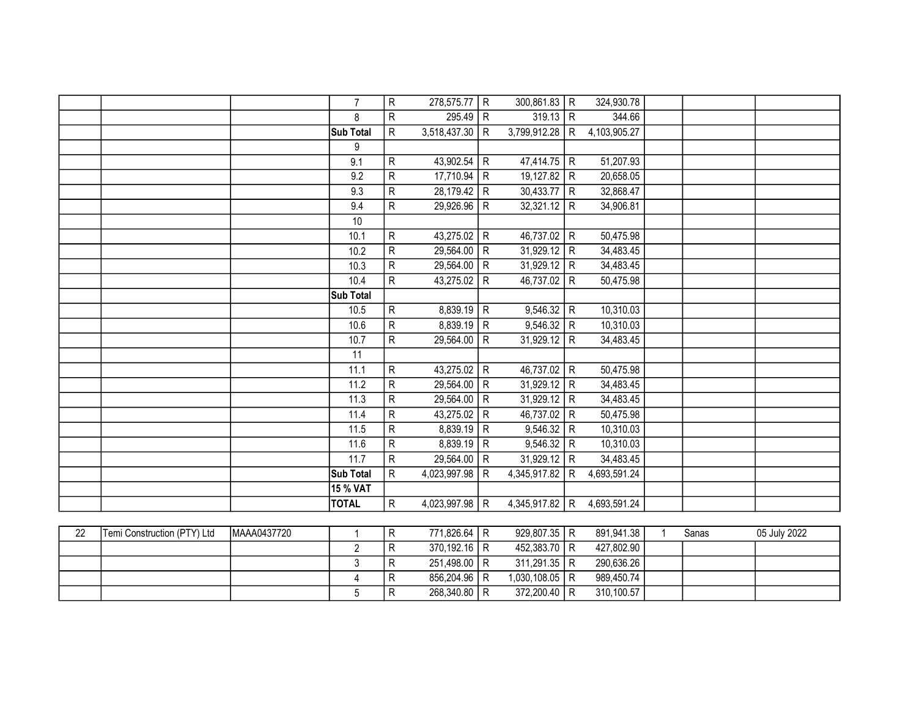| | | | | | | | | | | | |
|---|---|---|---|---|---|---|---|---|---|---|---|
| | | | 7 | R | 278,575.77 | R | 300,861.83 | R | 324,930.78 | | | |
| | | | 8 | R | 295.49 | R | 319.13 | R | 344.66 | | | |
| | | | **Sub Total** | R | 3,518,437.30 | R | 3,799,912.28 | R | 4,103,905.27 | | | |
| | | | 9 | | | | | | | | | |
| | | | 9.1 | R | 43,902.54 | R | 47,414.75 | R | 51,207.93 | | | |
| | | | 9.2 | R | 17,710.94 | R | 19,127.82 | R | 20,658.05 | | | |
| | | | 9.3 | R | 28,179.42 | R | 30,433.77 | R | 32,868.47 | | | |
| | | | 9.4 | R | 29,926.96 | R | 32,321.12 | R | 34,906.81 | | | |
| | | | 10 | | | | | | | | | |
| | | | 10.1 | R | 43,275.02 | R | 46,737.02 | R | 50,475.98 | | | |
| | | | 10.2 | R | 29,564.00 | R | 31,929.12 | R | 34,483.45 | | | |
| | | | 10.3 | R | 29,564.00 | R | 31,929.12 | R | 34,483.45 | | | |
| | | | 10.4 | R | 43,275.02 | R | 46,737.02 | R | 50,475.98 | | | |
| | | | **Sub Total** | | | | | | | | | |
| | | | 10.5 | R | 8,839.19 | R | 9,546.32 | R | 10,310.03 | | | |
| | | | 10.6 | R | 8,839.19 | R | 9,546.32 | R | 10,310.03 | | | |
| | | | 10.7 | R | 29,564.00 | R | 31,929.12 | R | 34,483.45 | | | |
| | | | 11 | | | | | | | | | |
| | | | 11.1 | R | 43,275.02 | R | 46,737.02 | R | 50,475.98 | | | |
| | | | 11.2 | R | 29,564.00 | R | 31,929.12 | R | 34,483.45 | | | |
| | | | 11.3 | R | 29,564.00 | R | 31,929.12 | R | 34,483.45 | | | |
| | | | 11.4 | R | 43,275.02 | R | 46,737.02 | R | 50,475.98 | | | |
| | | | 11.5 | R | 8,839.19 | R | 9,546.32 | R | 10,310.03 | | | |
| | | | 11.6 | R | 8,839.19 | R | 9,546.32 | R | 10,310.03 | | | |
| | | | 11.7 | R | 29,564.00 | R | 31,929.12 | R | 34,483.45 | | | |
| | | | **Sub Total** | R | 4,023,997.98 | R | 4,345,917.82 | R | 4,693,591.24 | | | |
| | | | **15 % VAT** | | | | | | | | | |
| | | | **TOTAL** | R | 4,023,997.98 | R | 4,345,917.82 | R | 4,693,591.24 | | | |

| | | | | | | | | | | | | |
|---|---|---|---|---|---|---|---|---|---|---|---|---|
| 22 | Temi Construction (PTY) Ltd | MAAA0437720 | 1 | R | 771,826.64 | R | 929,807.35 | R | 891,941.38 | 1 | Sanas | 05 July 2022 |
| | | | 2 | R | 370,192.16 | R | 452,383.70 | R | 427,802.90 | | | |
| | | | 3 | R | 251,498.00 | R | 311,291.35 | R | 290,636.26 | | | |
| | | | 4 | R | 856,204.96 | R | 1,030,108.05 | R | 989,450.74 | | | |
| | | | 5 | R | 268,340.80 | R | 372,200.40 | R | 310,100.57 | | | |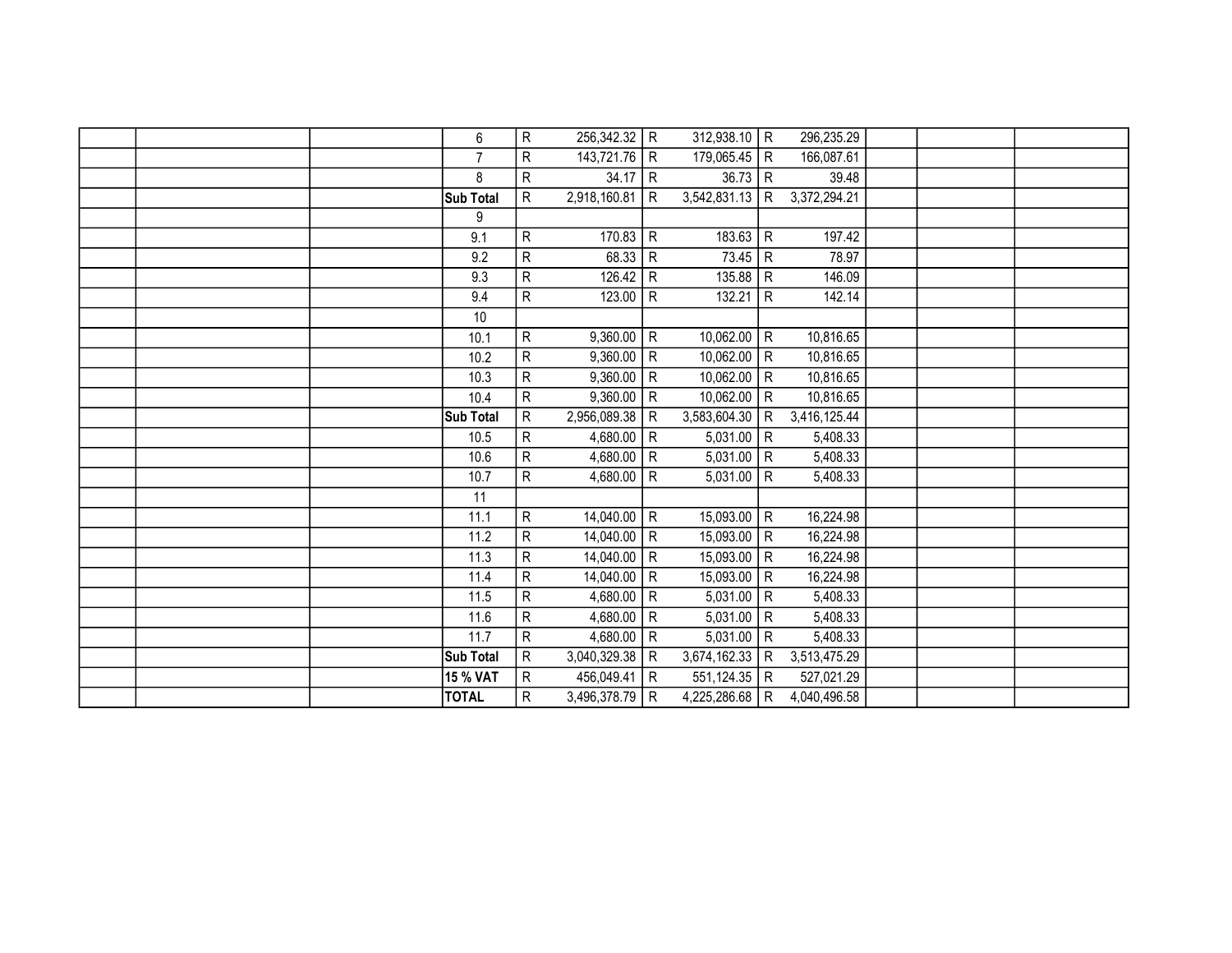| | | | | | | | | | | | | |
|---|---|---|---|---|---|---|---|---|---|---|---|---|
| | | | 6 | R | 256,342.32 | R | 312,938.10 | R | 296,235.29 | | | |
| | | | 7 | R | 143,721.76 | R | 179,065.45 | R | 166,087.61 | | | |
| | | | 8 | R | 34.17 | R | 36.73 | R | 39.48 | | | |
| | | | **Sub Total** | R | 2,918,160.81 | R | 3,542,831.13 | R | 3,372,294.21 | | | |
| | | | 9 | | | | | | | | | |
| | | | 9.1 | R | 170.83 | R | 183.63 | R | 197.42 | | | |
| | | | 9.2 | R | 68.33 | R | 73.45 | R | 78.97 | | | |
| | | | 9.3 | R | 126.42 | R | 135.88 | R | 146.09 | | | |
| | | | 9.4 | R | 123.00 | R | 132.21 | R | 142.14 | | | |
| | | | 10 | | | | | | | | | |
| | | | 10.1 | R | 9,360.00 | R | 10,062.00 | R | 10,816.65 | | | |
| | | | 10.2 | R | 9,360.00 | R | 10,062.00 | R | 10,816.65 | | | |
| | | | 10.3 | R | 9,360.00 | R | 10,062.00 | R | 10,816.65 | | | |
| | | | 10.4 | R | 9,360.00 | R | 10,062.00 | R | 10,816.65 | | | |
| | | | **Sub Total** | R | 2,956,089.38 | R | 3,583,604.30 | R | 3,416,125.44 | | | |
| | | | 10.5 | R | 4,680.00 | R | 5,031.00 | R | 5,408.33 | | | |
| | | | 10.6 | R | 4,680.00 | R | 5,031.00 | R | 5,408.33 | | | |
| | | | 10.7 | R | 4,680.00 | R | 5,031.00 | R | 5,408.33 | | | |
| | | | 11 | | | | | | | | | |
| | | | 11.1 | R | 14,040.00 | R | 15,093.00 | R | 16,224.98 | | | |
| | | | 11.2 | R | 14,040.00 | R | 15,093.00 | R | 16,224.98 | | | |
| | | | 11.3 | R | 14,040.00 | R | 15,093.00 | R | 16,224.98 | | | |
| | | | 11.4 | R | 14,040.00 | R | 15,093.00 | R | 16,224.98 | | | |
| | | | 11.5 | R | 4,680.00 | R | 5,031.00 | R | 5,408.33 | | | |
| | | | 11.6 | R | 4,680.00 | R | 5,031.00 | R | 5,408.33 | | | |
| | | | 11.7 | R | 4,680.00 | R | 5,031.00 | R | 5,408.33 | | | |
| | | | **Sub Total** | R | 3,040,329.38 | R | 3,674,162.33 | R | 3,513,475.29 | | | |
| | | | **15 % VAT** | R | 456,049.41 | R | 551,124.35 | R | 527,021.29 | | | |
| | | | **TOTAL** | R | 3,496,378.79 | R | 4,225,286.68 | R | 4,040,496.58 | | | |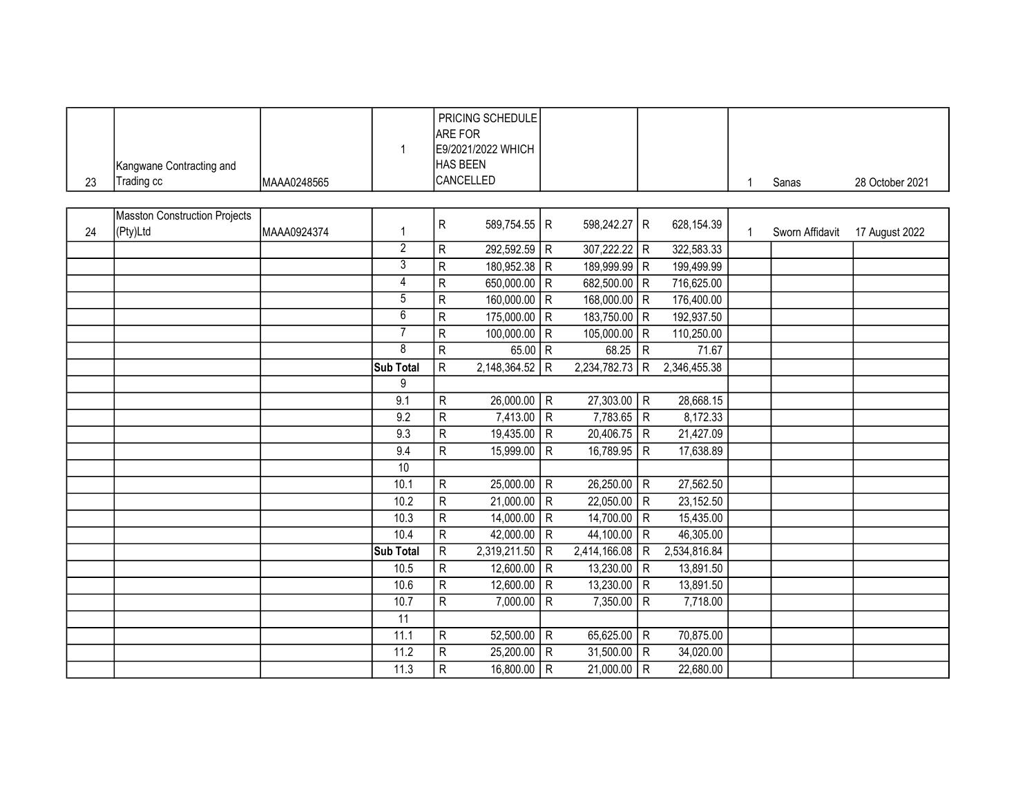| | | | | | | | | | |
|---|---|---|---|---|---|---|---|---|---|
| 23 | Kangwane Contracting and Trading cc | MAAA0248565 | 1 | PRICING SCHEDULE ARE FOR E9/2021/2022 WHICH HAS BEEN CANCELLED | | | 1 | Sanas | 28 October 2021 |
| 24 | Masston Construction Projects (Pty)Ltd | MAAA0924374 | 1 | R 589,754.55 | R 598,242.27 | R 628,154.39 | 1 | Sworn Affidavit | 17 August 2022 |
| | | | 2 | R 292,592.59 | R 307,222.22 | R 322,583.33 | | | |
| | | | 3 | R 180,952.38 | R 189,999.99 | R 199,499.99 | | | |
| | | | 4 | R 650,000.00 | R 682,500.00 | R 716,625.00 | | | |
| | | | 5 | R 160,000.00 | R 168,000.00 | R 176,400.00 | | | |
| | | | 6 | R 175,000.00 | R 183,750.00 | R 192,937.50 | | | |
| | | | 7 | R 100,000.00 | R 105,000.00 | R 110,250.00 | | | |
| | | | 8 | R 65.00 | R 68.25 | R 71.67 | | | |
| | | | **Sub Total** | R 2,148,364.52 | R 2,234,782.73 | R 2,346,455.38 | | | |
| | | | 9 | | | | | | |
| | | | 9.1 | R 26,000.00 | R 27,303.00 | R 28,668.15 | | | |
| | | | 9.2 | R 7,413.00 | R 7,783.65 | R 8,172.33 | | | |
| | | | 9.3 | R 19,435.00 | R 20,406.75 | R 21,427.09 | | | |
| | | | 9.4 | R 15,999.00 | R 16,789.95 | R 17,638.89 | | | |
| | | | 10 | | | | | | |
| | | | 10.1 | R 25,000.00 | R 26,250.00 | R 27,562.50 | | | |
| | | | 10.2 | R 21,000.00 | R 22,050.00 | R 23,152.50 | | | |
| | | | 10.3 | R 14,000.00 | R 14,700.00 | R 15,435.00 | | | |
| | | | 10.4 | R 42,000.00 | R 44,100.00 | R 46,305.00 | | | |
| | | | **Sub Total** | R 2,319,211.50 | R 2,414,166.08 | R 2,534,816.84 | | | |
| | | | 10.5 | R 12,600.00 | R 13,230.00 | R 13,891.50 | | | |
| | | | 10.6 | R 12,600.00 | R 13,230.00 | R 13,891.50 | | | |
| | | | 10.7 | R 7,000.00 | R 7,350.00 | R 7,718.00 | | | |
| | | | 11 | | | | | | |
| | | | 11.1 | R 52,500.00 | R 65,625.00 | R 70,875.00 | | | |
| | | | 11.2 | R 25,200.00 | R 31,500.00 | R 34,020.00 | | | |
| | | | 11.3 | R 16,800.00 | R 21,000.00 | R 22,680.00 | | | |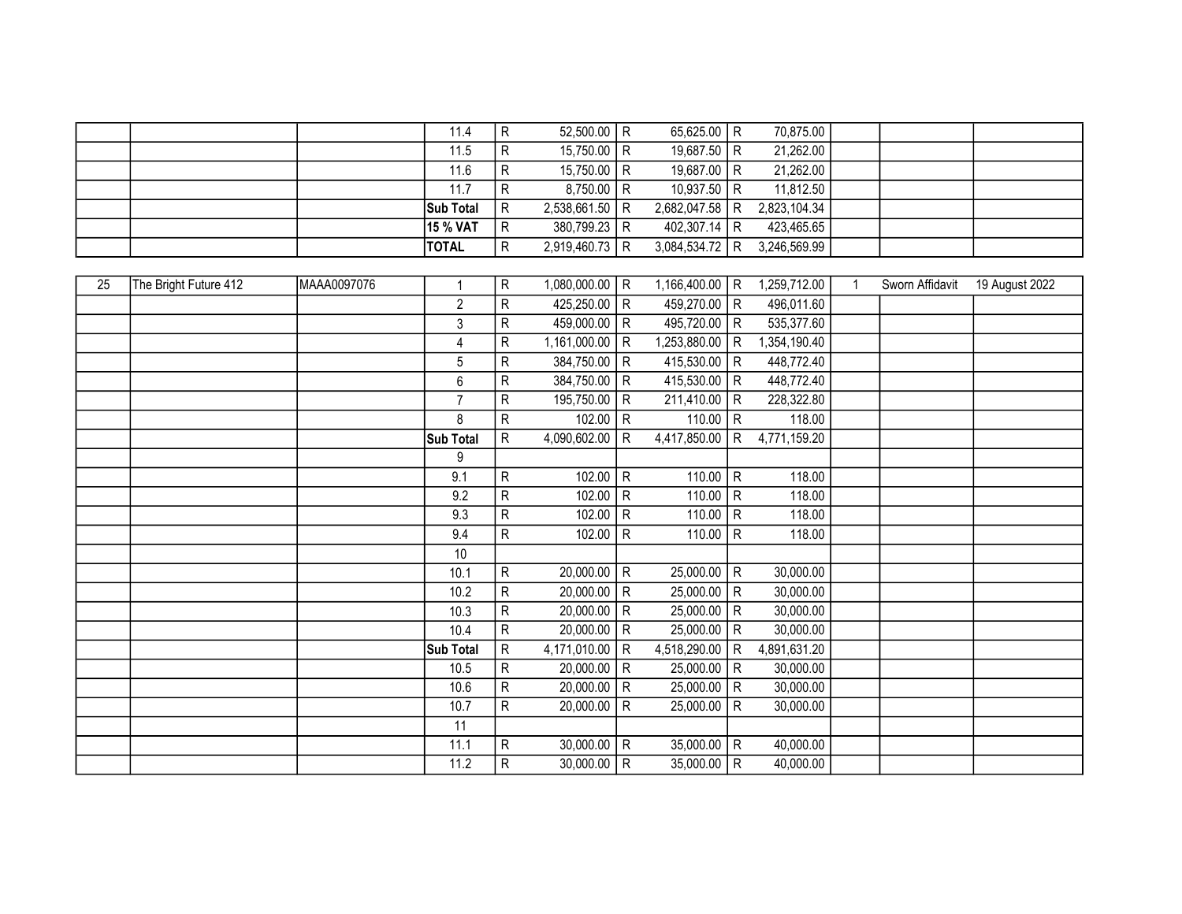| | | | | | | | | | | | | |
|---|---|---|---|---|---|---|---|---|---|---|---|---|
| | | | 11.4 | R | 52,500.00 | R | 65,625.00 | R | 70,875.00 | | | |
| | | | 11.5 | R | 15,750.00 | R | 19,687.50 | R | 21,262.00 | | | |
| | | | 11.6 | R | 15,750.00 | R | 19,687.00 | R | 21,262.00 | | | |
| | | | 11.7 | R | 8,750.00 | R | 10,937.50 | R | 11,812.50 | | | |
| | | | **Sub Total** | R | 2,538,661.50 | R | 2,682,047.58 | R | 2,823,104.34 | | | |
| | | | **15 % VAT** | R | 380,799.23 | R | 402,307.14 | R | 423,465.65 | | | |
| | | | **TOTAL** | R | 2,919,460.73 | R | 3,084,534.72 | R | 3,246,569.99 | | | |

| | | | | | | | | | | | | |
|---|---|---|---|---|---|---|---|---|---|---|---|---|
| 25 | The Bright Future 412 | MAAA0097076 | 1 | R | 1,080,000.00 | R | 1,166,400.00 | R | 1,259,712.00 | 1 | Sworn Affidavit | 19 August 2022 |
| | | | 2 | R | 425,250.00 | R | 459,270.00 | R | 496,011.60 | | | |
| | | | 3 | R | 459,000.00 | R | 495,720.00 | R | 535,377.60 | | | |
| | | | 4 | R | 1,161,000.00 | R | 1,253,880.00 | R | 1,354,190.40 | | | |
| | | | 5 | R | 384,750.00 | R | 415,530.00 | R | 448,772.40 | | | |
| | | | 6 | R | 384,750.00 | R | 415,530.00 | R | 448,772.40 | | | |
| | | | 7 | R | 195,750.00 | R | 211,410.00 | R | 228,322.80 | | | |
| | | | 8 | R | 102.00 | R | 110.00 | R | 118.00 | | | |
| | | | **Sub Total** | R | 4,090,602.00 | R | 4,417,850.00 | R | 4,771,159.20 | | | |
| | | | 9 | | | | | | | | | |
| | | | 9.1 | R | 102.00 | R | 110.00 | R | 118.00 | | | |
| | | | 9.2 | R | 102.00 | R | 110.00 | R | 118.00 | | | |
| | | | 9.3 | R | 102.00 | R | 110.00 | R | 118.00 | | | |
| | | | 9.4 | R | 102.00 | R | 110.00 | R | 118.00 | | | |
| | | | 10 | | | | | | | | | |
| | | | 10.1 | R | 20,000.00 | R | 25,000.00 | R | 30,000.00 | | | |
| | | | 10.2 | R | 20,000.00 | R | 25,000.00 | R | 30,000.00 | | | |
| | | | 10.3 | R | 20,000.00 | R | 25,000.00 | R | 30,000.00 | | | |
| | | | 10.4 | R | 20,000.00 | R | 25,000.00 | R | 30,000.00 | | | |
| | | | **Sub Total** | R | 4,171,010.00 | R | 4,518,290.00 | R | 4,891,631.20 | | | |
| | | | 10.5 | R | 20,000.00 | R | 25,000.00 | R | 30,000.00 | | | |
| | | | 10.6 | R | 20,000.00 | R | 25,000.00 | R | 30,000.00 | | | |
| | | | 10.7 | R | 20,000.00 | R | 25,000.00 | R | 30,000.00 | | | |
| | | | 11 | | | | | | | | | |
| | | | 11.1 | R | 30,000.00 | R | 35,000.00 | R | 40,000.00 | | | |
| | | | 11.2 | R | 30,000.00 | R | 35,000.00 | R | 40,000.00 | | | |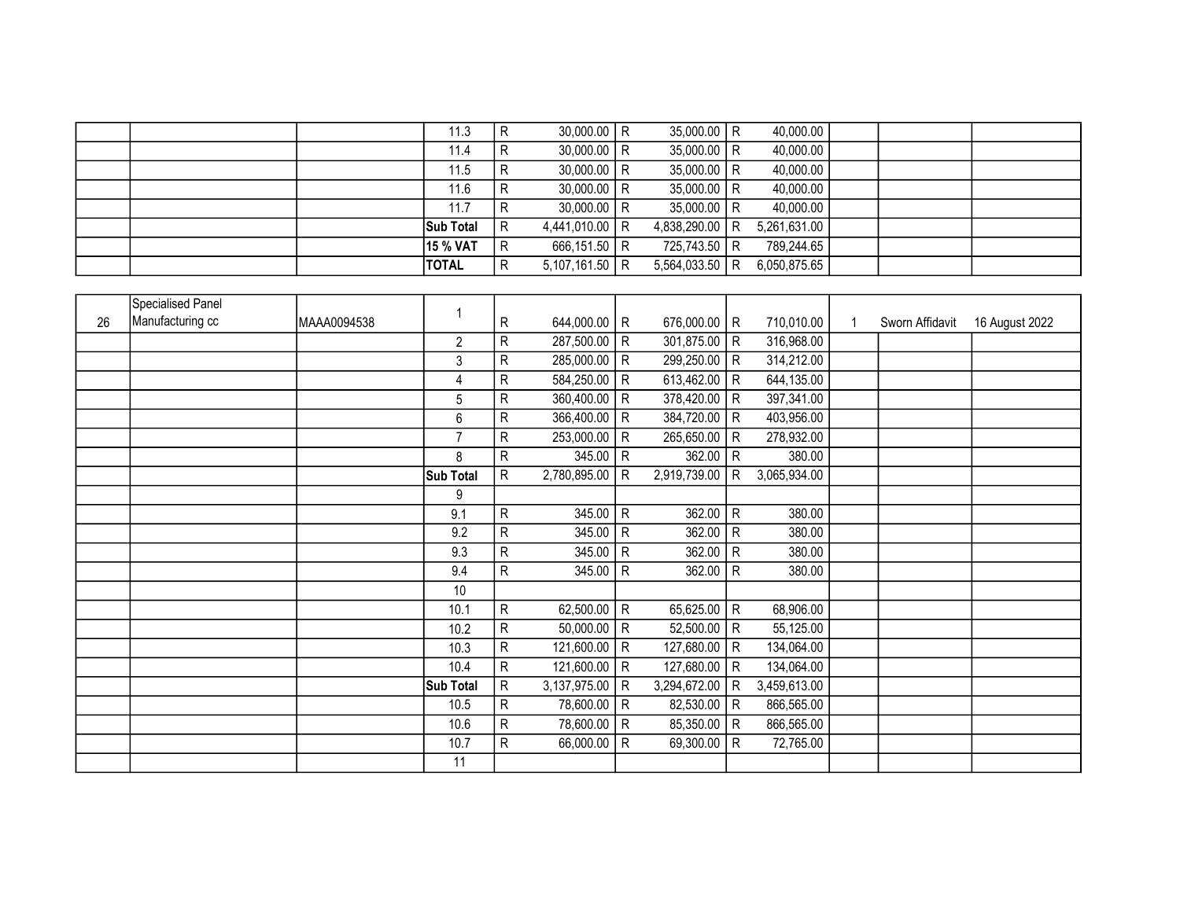| | | | | | | | | | | | | |
|---|---|---|---|---|---|---|---|---|---|---|---|---|
| | | | 11.3 | R | 30,000.00 | R | 35,000.00 | R | 40,000.00 | | | |
| | | | 11.4 | R | 30,000.00 | R | 35,000.00 | R | 40,000.00 | | | |
| | | | 11.5 | R | 30,000.00 | R | 35,000.00 | R | 40,000.00 | | | |
| | | | 11.6 | R | 30,000.00 | R | 35,000.00 | R | 40,000.00 | | | |
| | | | 11.7 | R | 30,000.00 | R | 35,000.00 | R | 40,000.00 | | | |
| | | | **Sub Total** | R | 4,441,010.00 | R | 4,838,290.00 | R | 5,261,631.00 | | | |
| | | | **15 % VAT** | R | 666,151.50 | R | 725,743.50 | R | 789,244.65 | | | |
| | | | **TOTAL** | R | 5,107,161.50 | R | 5,564,033.50 | R | 6,050,875.65 | | | |

| | | | | | | | | | | | | |
|---|---|---|---|---|---|---|---|---|---|---|---|---|
| 26 | Specialised Panel Manufacturing cc | MAAA0094538 | 1 | R | 644,000.00 | R | 676,000.00 | R | 710,010.00 | 1 | Sworn Affidavit | 16 August 2022 |
| | | | 2 | R | 287,500.00 | R | 301,875.00 | R | 316,968.00 | | | |
| | | | 3 | R | 285,000.00 | R | 299,250.00 | R | 314,212.00 | | | |
| | | | 4 | R | 584,250.00 | R | 613,462.00 | R | 644,135.00 | | | |
| | | | 5 | R | 360,400.00 | R | 378,420.00 | R | 397,341.00 | | | |
| | | | 6 | R | 366,400.00 | R | 384,720.00 | R | 403,956.00 | | | |
| | | | 7 | R | 253,000.00 | R | 265,650.00 | R | 278,932.00 | | | |
| | | | 8 | R | 345.00 | R | 362.00 | R | 380.00 | | | |
| | | | **Sub Total** | R | 2,780,895.00 | R | 2,919,739.00 | R | 3,065,934.00 | | | |
| | | | 9 | | | | | | | | | |
| | | | 9.1 | R | 345.00 | R | 362.00 | R | 380.00 | | | |
| | | | 9.2 | R | 345.00 | R | 362.00 | R | 380.00 | | | |
| | | | 9.3 | R | 345.00 | R | 362.00 | R | 380.00 | | | |
| | | | 9.4 | R | 345.00 | R | 362.00 | R | 380.00 | | | |
| | | | 10 | | | | | | | | | |
| | | | 10.1 | R | 62,500.00 | R | 65,625.00 | R | 68,906.00 | | | |
| | | | 10.2 | R | 50,000.00 | R | 52,500.00 | R | 55,125.00 | | | |
| | | | 10.3 | R | 121,600.00 | R | 127,680.00 | R | 134,064.00 | | | |
| | | | 10.4 | R | 121,600.00 | R | 127,680.00 | R | 134,064.00 | | | |
| | | | **Sub Total** | R | 3,137,975.00 | R | 3,294,672.00 | R | 3,459,613.00 | | | |
| | | | 10.5 | R | 78,600.00 | R | 82,530.00 | R | 866,565.00 | | | |
| | | | 10.6 | R | 78,600.00 | R | 85,350.00 | R | 866,565.00 | | | |
| | | | 10.7 | R | 66,000.00 | R | 69,300.00 | R | 72,765.00 | | | |
| | | | 11 | | | | | | | | | |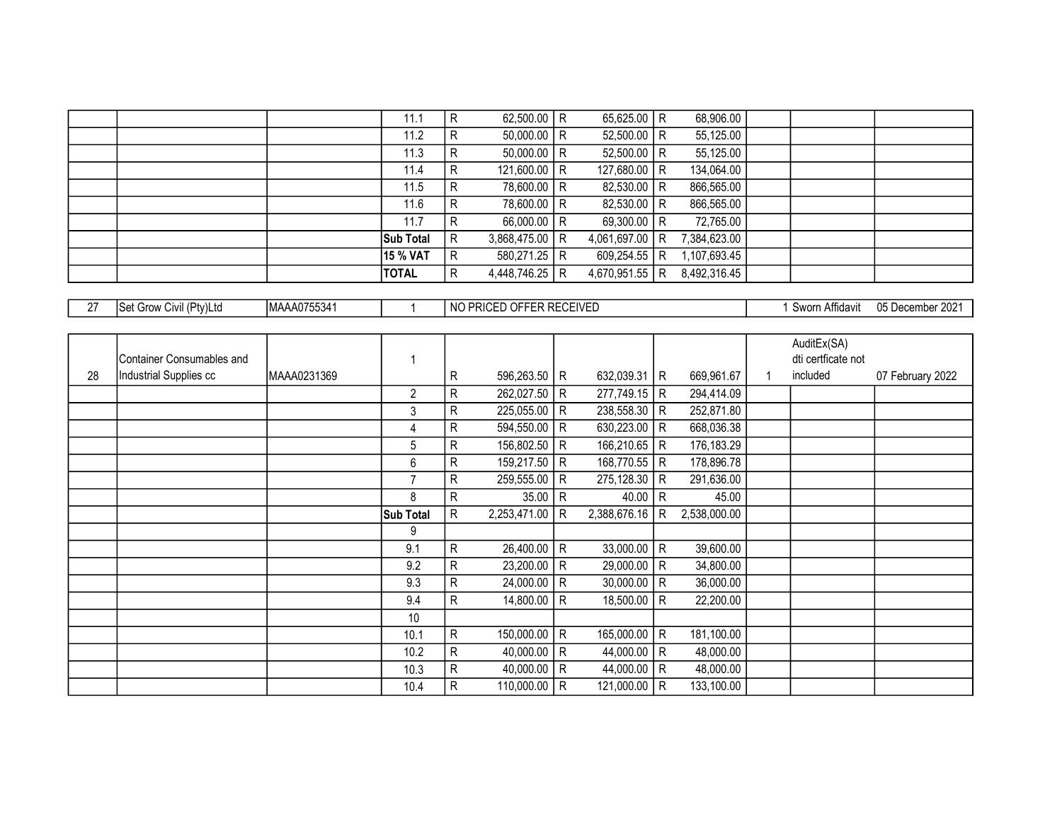| | | | | | | | | | | | | |
|---|---|---|---|---|---|---|---|---|---|---|---|---|
| | | | 11.1 | R | 62,500.00 | R | 65,625.00 | R | 68,906.00 | | | |
| | | | 11.2 | R | 50,000.00 | R | 52,500.00 | R | 55,125.00 | | | |
| | | | 11.3 | R | 50,000.00 | R | 52,500.00 | R | 55,125.00 | | | |
| | | | 11.4 | R | 121,600.00 | R | 127,680.00 | R | 134,064.00 | | | |
| | | | 11.5 | R | 78,600.00 | R | 82,530.00 | R | 866,565.00 | | | |
| | | | 11.6 | R | 78,600.00 | R | 82,530.00 | R | 866,565.00 | | | |
| | | | 11.7 | R | 66,000.00 | R | 69,300.00 | R | 72,765.00 | | | |
| | | | **Sub Total** | R | 3,868,475.00 | R | 4,061,697.00 | R | 7,384,623.00 | | | |
| | | | **15 % VAT** | R | 580,271.25 | R | 609,254.55 | R | 1,107,693.45 | | | |
| | | | **TOTAL** | R | 4,448,746.25 | R | 4,670,951.55 | R | 8,492,316.45 | | | |

| | | | | | | |
|---|---|---|---|---|---|---|
| 27 | Set Grow Civil (Pty)Ltd | MAAA0755341 | 1 | NO PRICED OFFER RECEIVED | 1 Sworn Affidavit | 05 December 2021 |

| | | | | | | | | | | | | |
|---|---|---|---|---|---|---|---|---|---|---|---|---|
| 28 | Container Consumables and Industrial Supplies cc | MAAA0231369 | 1 | R | 596,263.50 | R | 632,039.31 | R | 669,961.67 | 1 | AuditEx(SA) dti certficate not included | 07 February 2022 |
| | | | 2 | R | 262,027.50 | R | 277,749.15 | R | 294,414.09 | | | |
| | | | 3 | R | 225,055.00 | R | 238,558.30 | R | 252,871.80 | | | |
| | | | 4 | R | 594,550.00 | R | 630,223.00 | R | 668,036.38 | | | |
| | | | 5 | R | 156,802.50 | R | 166,210.65 | R | 176,183.29 | | | |
| | | | 6 | R | 159,217.50 | R | 168,770.55 | R | 178,896.78 | | | |
| | | | 7 | R | 259,555.00 | R | 275,128.30 | R | 291,636.00 | | | |
| | | | 8 | R | 35.00 | R | 40.00 | R | 45.00 | | | |
| | | | **Sub Total** | R | 2,253,471.00 | R | 2,388,676.16 | R | 2,538,000.00 | | | |
| | | | 9 | | | | | | | | | |
| | | | 9.1 | R | 26,400.00 | R | 33,000.00 | R | 39,600.00 | | | |
| | | | 9.2 | R | 23,200.00 | R | 29,000.00 | R | 34,800.00 | | | |
| | | | 9.3 | R | 24,000.00 | R | 30,000.00 | R | 36,000.00 | | | |
| | | | 9.4 | R | 14,800.00 | R | 18,500.00 | R | 22,200.00 | | | |
| | | | 10 | | | | | | | | | |
| | | | 10.1 | R | 150,000.00 | R | 165,000.00 | R | 181,100.00 | | | |
| | | | 10.2 | R | 40,000.00 | R | 44,000.00 | R | 48,000.00 | | | |
| | | | 10.3 | R | 40,000.00 | R | 44,000.00 | R | 48,000.00 | | | |
| | | | 10.4 | R | 110,000.00 | R | 121,000.00 | R | 133,100.00 | | | |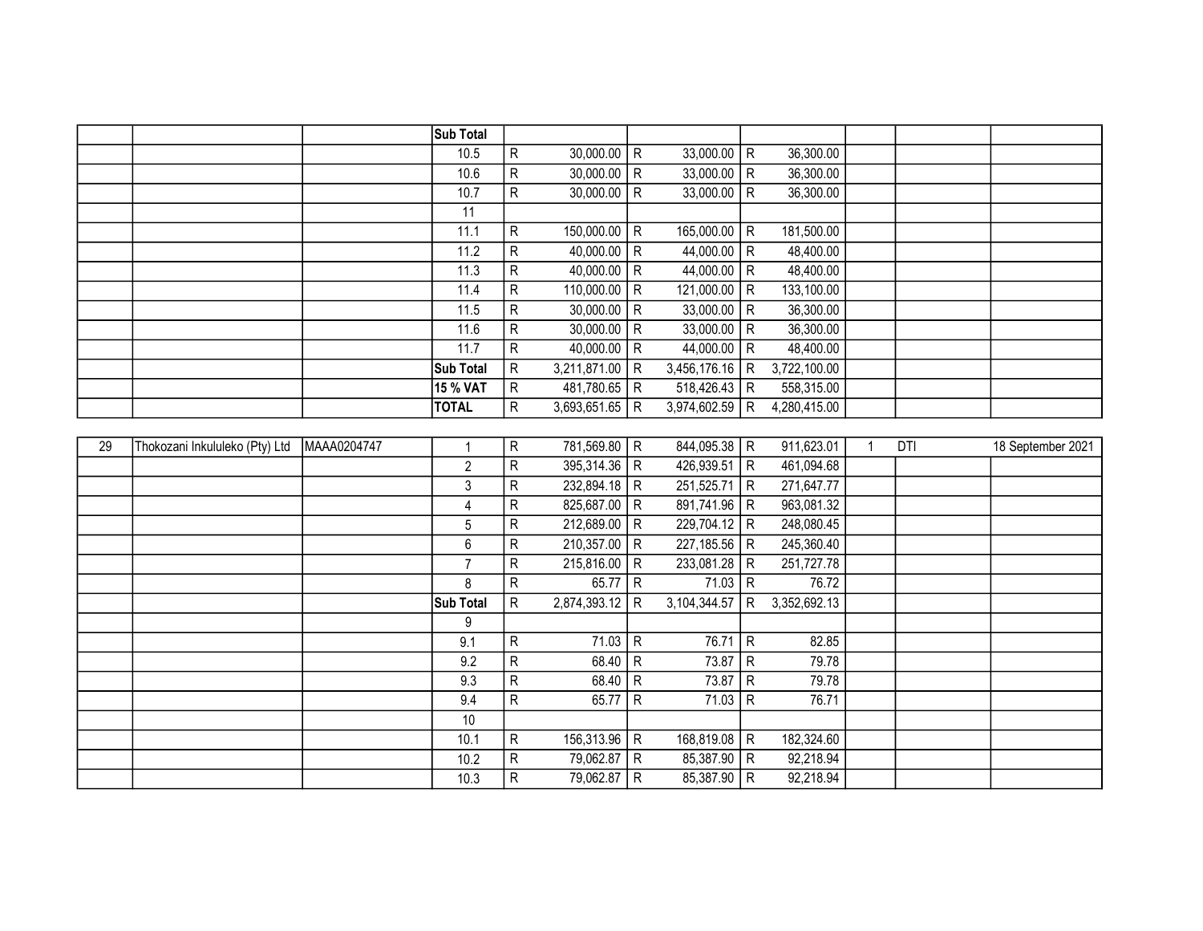| | | | Sub Total | | | | | | |
|---|---|---|---|---|---|---|---|---|---|
| | | | 10.5 | R 30,000.00 | R 33,000.00 | R 36,300.00 | | | |
| | | | 10.6 | R 30,000.00 | R 33,000.00 | R 36,300.00 | | | |
| | | | 10.7 | R 30,000.00 | R 33,000.00 | R 36,300.00 | | | |
| | | | 11 | | | | | | |
| | | | 11.1 | R 150,000.00 | R 165,000.00 | R 181,500.00 | | | |
| | | | 11.2 | R 40,000.00 | R 44,000.00 | R 48,400.00 | | | |
| | | | 11.3 | R 40,000.00 | R 44,000.00 | R 48,400.00 | | | |
| | | | 11.4 | R 110,000.00 | R 121,000.00 | R 133,100.00 | | | |
| | | | 11.5 | R 30,000.00 | R 33,000.00 | R 36,300.00 | | | |
| | | | 11.6 | R 30,000.00 | R 33,000.00 | R 36,300.00 | | | |
| | | | 11.7 | R 40,000.00 | R 44,000.00 | R 48,400.00 | | | |
| | | | **Sub Total** | R 3,211,871.00 | R 3,456,176.16 | R 3,722,100.00 | | | |
| | | | **15 % VAT** | R 481,780.65 | R 518,426.43 | R 558,315.00 | | | |
| | | | **TOTAL** | R 3,693,651.65 | R 3,974,602.59 | R 4,280,415.00 | | | |

| 29 | Thokozani Inkululeko (Pty) Ltd | MAAA0204747 | 1 | R 781,569.80 | R 844,095.38 | R 911,623.01 | 1 | DTI | 18 September 2021 |
|---|---|---|---|---|---|---|---|---|---|
| | | | 2 | R 395,314.36 | R 426,939.51 | R 461,094.68 | | | |
| | | | 3 | R 232,894.18 | R 251,525.71 | R 271,647.77 | | | |
| | | | 4 | R 825,687.00 | R 891,741.96 | R 963,081.32 | | | |
| | | | 5 | R 212,689.00 | R 229,704.12 | R 248,080.45 | | | |
| | | | 6 | R 210,357.00 | R 227,185.56 | R 245,360.40 | | | |
| | | | 7 | R 215,816.00 | R 233,081.28 | R 251,727.78 | | | |
| | | | 8 | R 65.77 | R 71.03 | R 76.72 | | | |
| | | | **Sub Total** | R 2,874,393.12 | R 3,104,344.57 | R 3,352,692.13 | | | |
| | | | 9 | | | | | | |
| | | | 9.1 | R 71.03 | R 76.71 | R 82.85 | | | |
| | | | 9.2 | R 68.40 | R 73.87 | R 79.78 | | | |
| | | | 9.3 | R 68.40 | R 73.87 | R 79.78 | | | |
| | | | 9.4 | R 65.77 | R 71.03 | R 76.71 | | | |
| | | | 10 | | | | | | |
| | | | 10.1 | R 156,313.96 | R 168,819.08 | R 182,324.60 | | | |
| | | | 10.2 | R 79,062.87 | R 85,387.90 | R 92,218.94 | | | |
| | | | 10.3 | R 79,062.87 | R 85,387.90 | R 92,218.94 | | | |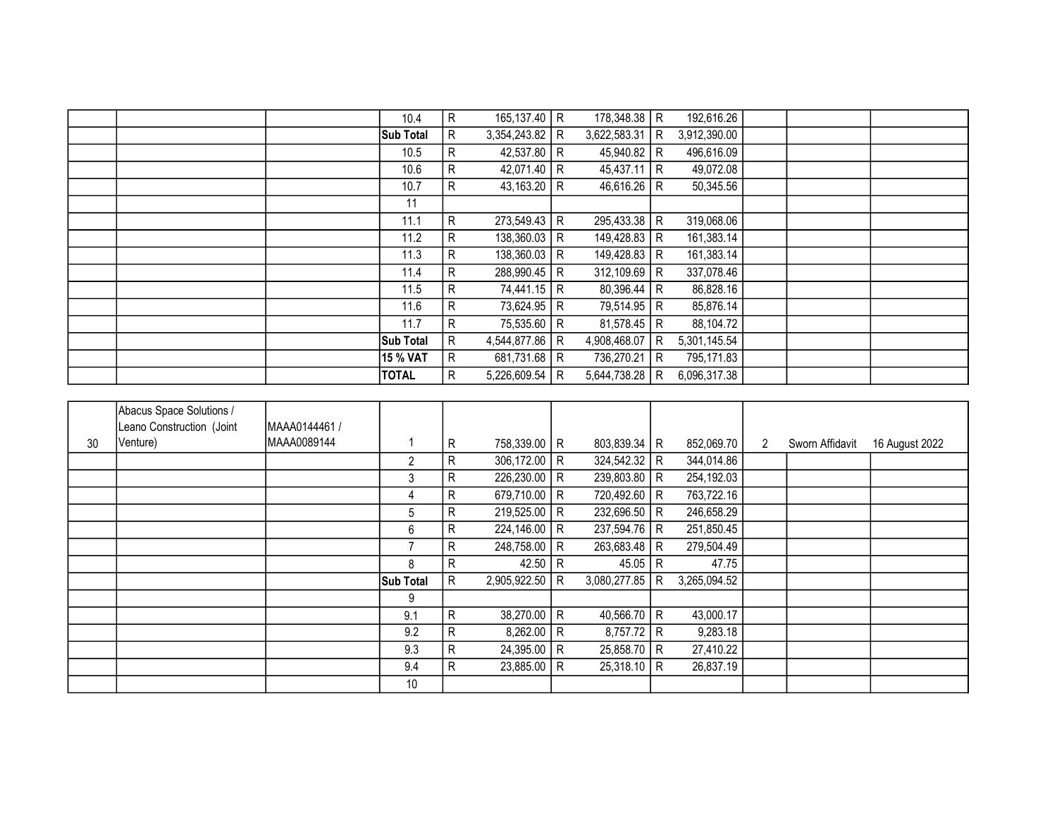| | | | | | | | | | | | | |
|---|---|---|---|---|---|---|---|---|---|---|---|---|
| | | | 10.4 | R | 165,137.40 | R | 178,348.38 | R | 192,616.26 | | | |
| | | | **Sub Total** | R | 3,354,243.82 | R | 3,622,583.31 | R | 3,912,390.00 | | | |
| | | | 10.5 | R | 42,537.80 | R | 45,940.82 | R | 496,616.09 | | | |
| | | | 10.6 | R | 42,071.40 | R | 45,437.11 | R | 49,072.08 | | | |
| | | | 10.7 | R | 43,163.20 | R | 46,616.26 | R | 50,345.56 | | | |
| | | | 11 | | | | | | | | | |
| | | | 11.1 | R | 273,549.43 | R | 295,433.38 | R | 319,068.06 | | | |
| | | | 11.2 | R | 138,360.03 | R | 149,428.83 | R | 161,383.14 | | | |
| | | | 11.3 | R | 138,360.03 | R | 149,428.83 | R | 161,383.14 | | | |
| | | | 11.4 | R | 288,990.45 | R | 312,109.69 | R | 337,078.46 | | | |
| | | | 11.5 | R | 74,441.15 | R | 80,396.44 | R | 86,828.16 | | | |
| | | | 11.6 | R | 73,624.95 | R | 79,514.95 | R | 85,876.14 | | | |
| | | | 11.7 | R | 75,535.60 | R | 81,578.45 | R | 88,104.72 | | | |
| | | | **Sub Total** | R | 4,544,877.86 | R | 4,908,468.07 | R | 5,301,145.54 | | | |
| | | | **15 % VAT** | R | 681,731.68 | R | 736,270.21 | R | 795,171.83 | | | |
| | | | **TOTAL** | R | 5,226,609.54 | R | 5,644,738.28 | R | 6,096,317.38 | | | |

| | | | | | | | | | | | | |
|---|---|---|---|---|---|---|---|---|---|---|---|---|
| 30 | Abacus Space Solutions / Leano Construction (Joint Venture) | MAAA0144461 / MAAA0089144 | 1 | R | 758,339.00 | R | 803,839.34 | R | 852,069.70 | 2 | Sworn Affidavit | 16 August 2022 |
| | | | 2 | R | 306,172.00 | R | 324,542.32 | R | 344,014.86 | | | |
| | | | 3 | R | 226,230.00 | R | 239,803.80 | R | 254,192.03 | | | |
| | | | 4 | R | 679,710.00 | R | 720,492.60 | R | 763,722.16 | | | |
| | | | 5 | R | 219,525.00 | R | 232,696.50 | R | 246,658.29 | | | |
| | | | 6 | R | 224,146.00 | R | 237,594.76 | R | 251,850.45 | | | |
| | | | 7 | R | 248,758.00 | R | 263,683.48 | R | 279,504.49 | | | |
| | | | 8 | R | 42.50 | R | 45.05 | R | 47.75 | | | |
| | | | **Sub Total** | R | 2,905,922.50 | R | 3,080,277.85 | R | 3,265,094.52 | | | |
| | | | 9 | | | | | | | | | |
| | | | 9.1 | R | 38,270.00 | R | 40,566.70 | R | 43,000.17 | | | |
| | | | 9.2 | R | 8,262.00 | R | 8,757.72 | R | 9,283.18 | | | |
| | | | 9.3 | R | 24,395.00 | R | 25,858.70 | R | 27,410.22 | | | |
| | | | 9.4 | R | 23,885.00 | R | 25,318.10 | R | 26,837.19 | | | |
| | | | 10 | | | | | | | | | |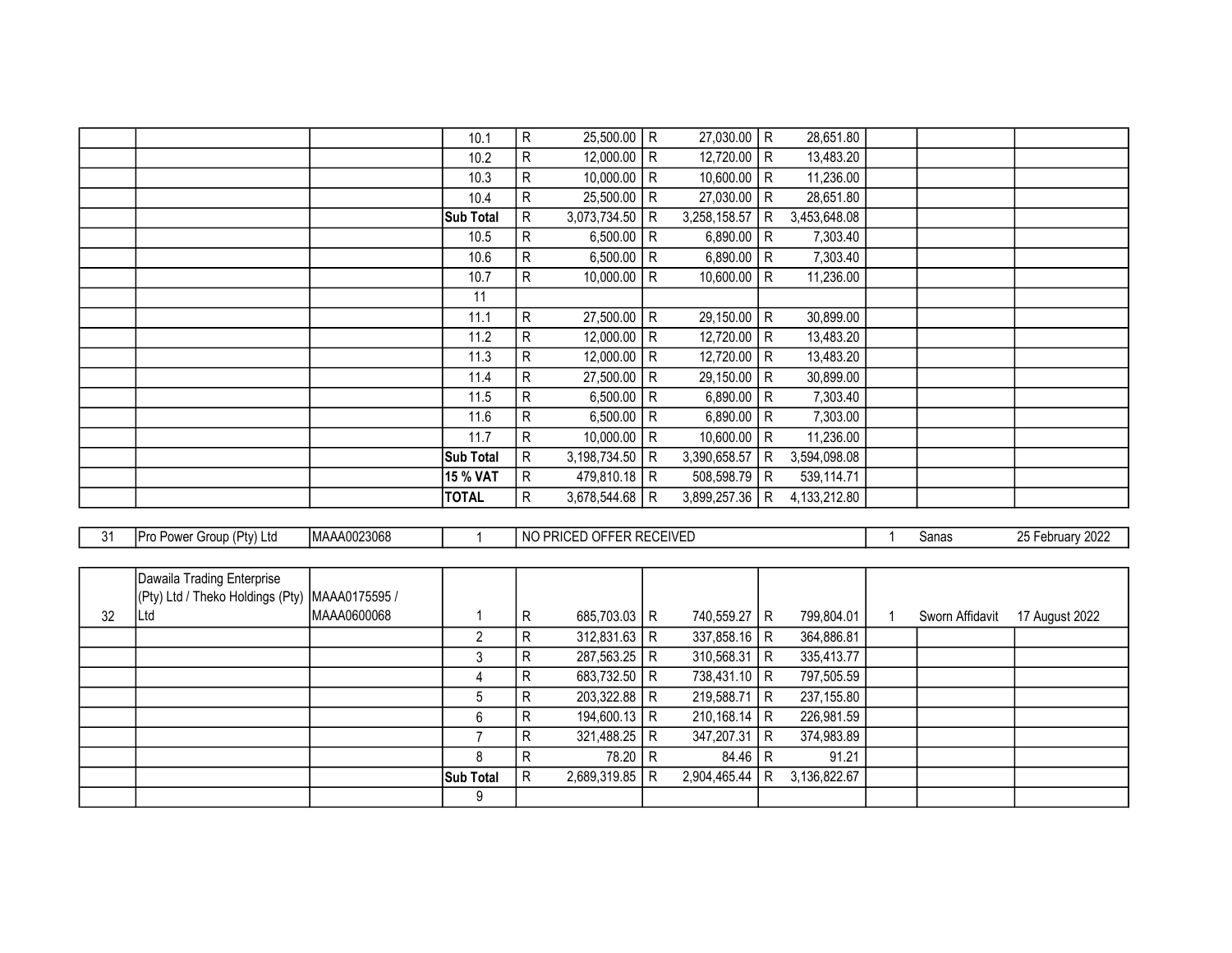| | | | | | | | | | | | | |
|---|---|---|---|---|---|---|---|---|---|---|---|---|
| | | | 10.1 | R | 25,500.00 | R | 27,030.00 | R | 28,651.80 | | | |
| | | | 10.2 | R | 12,000.00 | R | 12,720.00 | R | 13,483.20 | | | |
| | | | 10.3 | R | 10,000.00 | R | 10,600.00 | R | 11,236.00 | | | |
| | | | 10.4 | R | 25,500.00 | R | 27,030.00 | R | 28,651.80 | | | |
| | | | **Sub Total** | R | 3,073,734.50 | R | 3,258,158.57 | R | 3,453,648.08 | | | |
| | | | 10.5 | R | 6,500.00 | R | 6,890.00 | R | 7,303.40 | | | |
| | | | 10.6 | R | 6,500.00 | R | 6,890.00 | R | 7,303.40 | | | |
| | | | 10.7 | R | 10,000.00 | R | 10,600.00 | R | 11,236.00 | | | |
| | | | 11 | | | | | | | | | |
| | | | 11.1 | R | 27,500.00 | R | 29,150.00 | R | 30,899.00 | | | |
| | | | 11.2 | R | 12,000.00 | R | 12,720.00 | R | 13,483.20 | | | |
| | | | 11.3 | R | 12,000.00 | R | 12,720.00 | R | 13,483.20 | | | |
| | | | 11.4 | R | 27,500.00 | R | 29,150.00 | R | 30,899.00 | | | |
| | | | 11.5 | R | 6,500.00 | R | 6,890.00 | R | 7,303.40 | | | |
| | | | 11.6 | R | 6,500.00 | R | 6,890.00 | R | 7,303.00 | | | |
| | | | 11.7 | R | 10,000.00 | R | 10,600.00 | R | 11,236.00 | | | |
| | | | **Sub Total** | R | 3,198,734.50 | R | 3,390,658.57 | R | 3,594,098.08 | | | |
| | | | **15 % VAT** | R | 479,810.18 | R | 508,598.79 | R | 539,114.71 | | | |
| | | | **TOTAL** | R | 3,678,544.68 | R | 3,899,257.36 | R | 4,133,212.80 | | | |
| 31 | Pro Power Group (Pty) Ltd | MAAA0023068 | 1 | NO PRICED OFFER RECEIVED | | | | | | 1 | Sanas | 25 February 2022 |
| 32 | Dawaila Trading Enterprise (Pty) Ltd / Theko Holdings (Pty) Ltd | MAAA0175595 / MAAA0600068 | 1 | R | 685,703.03 | R | 740,559.27 | R | 799,804.01 | 1 | Sworn Affidavit | 17 August 2022 |
| | | | 2 | R | 312,831.63 | R | 337,858.16 | R | 364,886.81 | | | |
| | | | 3 | R | 287,563.25 | R | 310,568.31 | R | 335,413.77 | | | |
| | | | 4 | R | 683,732.50 | R | 738,431.10 | R | 797,505.59 | | | |
| | | | 5 | R | 203,322.88 | R | 219,588.71 | R | 237,155.80 | | | |
| | | | 6 | R | 194,600.13 | R | 210,168.14 | R | 226,981.59 | | | |
| | | | 7 | R | 321,488.25 | R | 347,207.31 | R | 374,983.89 | | | |
| | | | 8 | R | 78.20 | R | 84.46 | R | 91.21 | | | |
| | | | **Sub Total** | R | 2,689,319.85 | R | 2,904,465.44 | R | 3,136,822.67 | | | |
| | | | 9 | | | | | | | | | |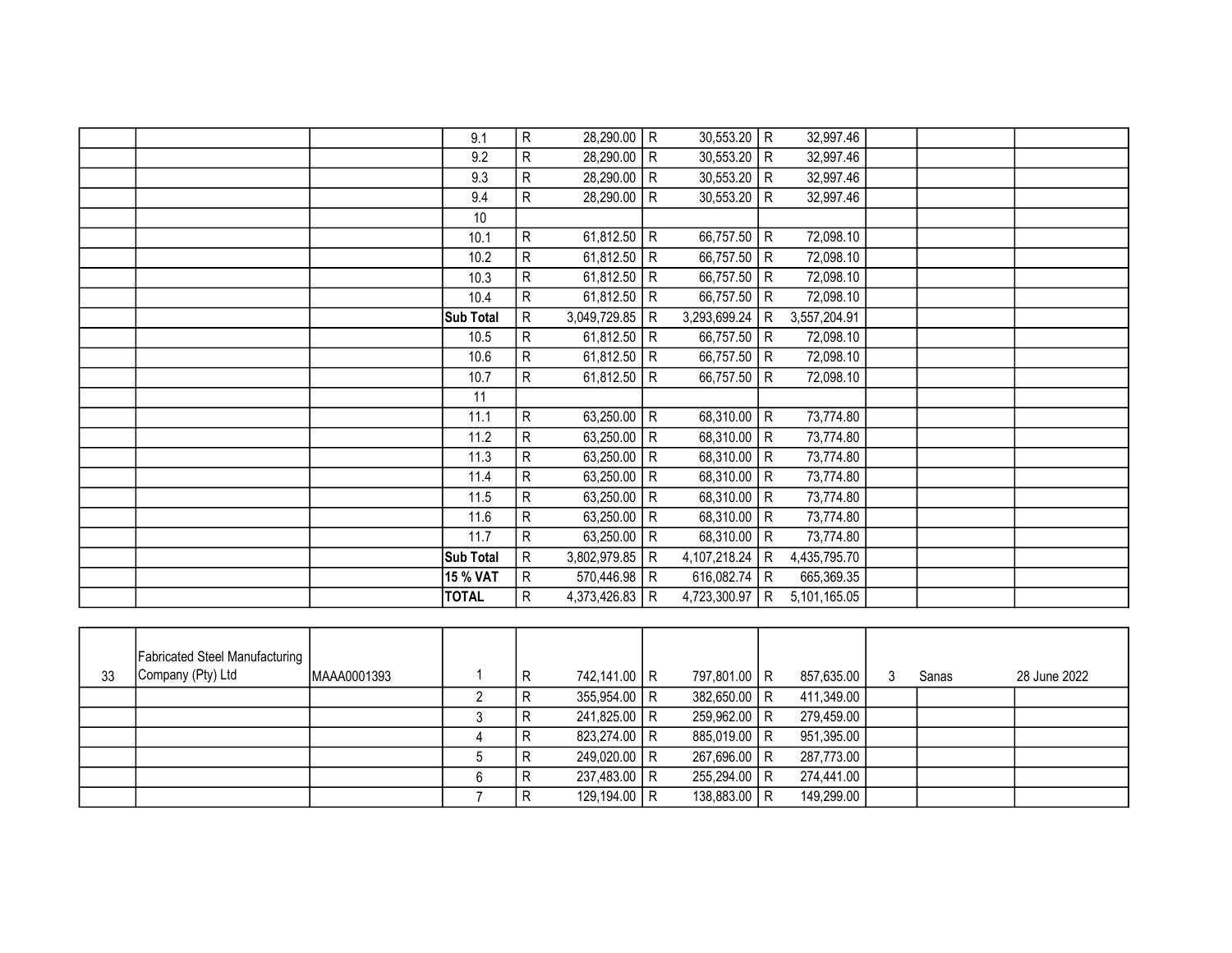| | | | | | | | | | | | | |
|---|---|---|---|---|---|---|---|---|---|---|---|---|
| | | | 9.1 | R | 28,290.00 | R | 30,553.20 | R | 32,997.46 | | | |
| | | | 9.2 | R | 28,290.00 | R | 30,553.20 | R | 32,997.46 | | | |
| | | | 9.3 | R | 28,290.00 | R | 30,553.20 | R | 32,997.46 | | | |
| | | | 9.4 | R | 28,290.00 | R | 30,553.20 | R | 32,997.46 | | | |
| | | | 10 | | | | | | | | | |
| | | | 10.1 | R | 61,812.50 | R | 66,757.50 | R | 72,098.10 | | | |
| | | | 10.2 | R | 61,812.50 | R | 66,757.50 | R | 72,098.10 | | | |
| | | | 10.3 | R | 61,812.50 | R | 66,757.50 | R | 72,098.10 | | | |
| | | | 10.4 | R | 61,812.50 | R | 66,757.50 | R | 72,098.10 | | | |
| | | | **Sub Total** | R | 3,049,729.85 | R | 3,293,699.24 | R | 3,557,204.91 | | | |
| | | | 10.5 | R | 61,812.50 | R | 66,757.50 | R | 72,098.10 | | | |
| | | | 10.6 | R | 61,812.50 | R | 66,757.50 | R | 72,098.10 | | | |
| | | | 10.7 | R | 61,812.50 | R | 66,757.50 | R | 72,098.10 | | | |
| | | | 11 | | | | | | | | | |
| | | | 11.1 | R | 63,250.00 | R | 68,310.00 | R | 73,774.80 | | | |
| | | | 11.2 | R | 63,250.00 | R | 68,310.00 | R | 73,774.80 | | | |
| | | | 11.3 | R | 63,250.00 | R | 68,310.00 | R | 73,774.80 | | | |
| | | | 11.4 | R | 63,250.00 | R | 68,310.00 | R | 73,774.80 | | | |
| | | | 11.5 | R | 63,250.00 | R | 68,310.00 | R | 73,774.80 | | | |
| | | | 11.6 | R | 63,250.00 | R | 68,310.00 | R | 73,774.80 | | | |
| | | | 11.7 | R | 63,250.00 | R | 68,310.00 | R | 73,774.80 | | | |
| | | | **Sub Total** | R | 3,802,979.85 | R | 4,107,218.24 | R | 4,435,795.70 | | | |
| | | | **15 % VAT** | R | 570,446.98 | R | 616,082.74 | R | 665,369.35 | | | |
| | | | **TOTAL** | R | 4,373,426.83 | R | 4,723,300.97 | R | 5,101,165.05 | | | |

| | | | | | | | | | | | | |
|---|---|---|---|---|---|---|---|---|---|---|---|---|
| 33 | Fabricated Steel Manufacturing Company (Pty) Ltd | MAAA0001393 | 1 | R | 742,141.00 | R | 797,801.00 | R | 857,635.00 | 3 | Sanas | 28 June 2022 |
| | | | 2 | R | 355,954.00 | R | 382,650.00 | R | 411,349.00 | | | |
| | | | 3 | R | 241,825.00 | R | 259,962.00 | R | 279,459.00 | | | |
| | | | 4 | R | 823,274.00 | R | 885,019.00 | R | 951,395.00 | | | |
| | | | 5 | R | 249,020.00 | R | 267,696.00 | R | 287,773.00 | | | |
| | | | 6 | R | 237,483.00 | R | 255,294.00 | R | 274,441.00 | | | |
| | | | 7 | R | 129,194.00 | R | 138,883.00 | R | 149,299.00 | | | |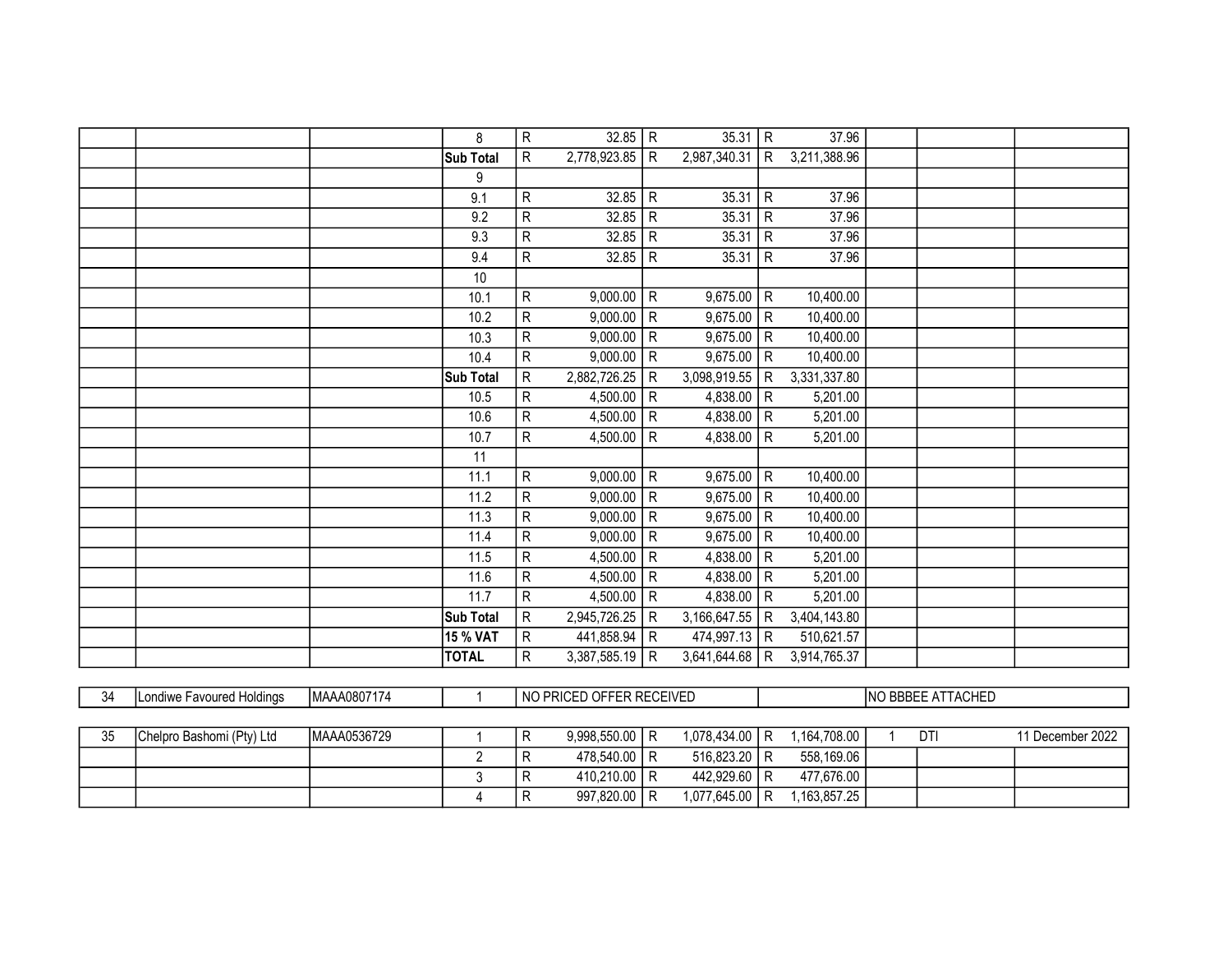| | | | | | | | | | | | | |
|---|---|---|---|---|---|---|---|---|---|---|---|---|
| | | | 8 | R | 32.85 | R | 35.31 | R | 37.96 | | | |
| | | | **Sub Total** | R | 2,778,923.85 | R | 2,987,340.31 | R | 3,211,388.96 | | | |
| | | | 9 | | | | | | | | | |
| | | | 9.1 | R | 32.85 | R | 35.31 | R | 37.96 | | | |
| | | | 9.2 | R | 32.85 | R | 35.31 | R | 37.96 | | | |
| | | | 9.3 | R | 32.85 | R | 35.31 | R | 37.96 | | | |
| | | | 9.4 | R | 32.85 | R | 35.31 | R | 37.96 | | | |
| | | | 10 | | | | | | | | | |
| | | | 10.1 | R | 9,000.00 | R | 9,675.00 | R | 10,400.00 | | | |
| | | | 10.2 | R | 9,000.00 | R | 9,675.00 | R | 10,400.00 | | | |
| | | | 10.3 | R | 9,000.00 | R | 9,675.00 | R | 10,400.00 | | | |
| | | | 10.4 | R | 9,000.00 | R | 9,675.00 | R | 10,400.00 | | | |
| | | | **Sub Total** | R | 2,882,726.25 | R | 3,098,919.55 | R | 3,331,337.80 | | | |
| | | | 10.5 | R | 4,500.00 | R | 4,838.00 | R | 5,201.00 | | | |
| | | | 10.6 | R | 4,500.00 | R | 4,838.00 | R | 5,201.00 | | | |
| | | | 10.7 | R | 4,500.00 | R | 4,838.00 | R | 5,201.00 | | | |
| | | | 11 | | | | | | | | | |
| | | | 11.1 | R | 9,000.00 | R | 9,675.00 | R | 10,400.00 | | | |
| | | | 11.2 | R | 9,000.00 | R | 9,675.00 | R | 10,400.00 | | | |
| | | | 11.3 | R | 9,000.00 | R | 9,675.00 | R | 10,400.00 | | | |
| | | | 11.4 | R | 9,000.00 | R | 9,675.00 | R | 10,400.00 | | | |
| | | | 11.5 | R | 4,500.00 | R | 4,838.00 | R | 5,201.00 | | | |
| | | | 11.6 | R | 4,500.00 | R | 4,838.00 | R | 5,201.00 | | | |
| | | | 11.7 | R | 4,500.00 | R | 4,838.00 | R | 5,201.00 | | | |
| | | | **Sub Total** | R | 2,945,726.25 | R | 3,166,647.55 | R | 3,404,143.80 | | | |
| | | | **15 % VAT** | R | 441,858.94 | R | 474,997.13 | R | 510,621.57 | | | |
| | | | **TOTAL** | R | 3,387,585.19 | R | 3,641,644.68 | R | 3,914,765.37 | | | |
| 34 | Londiwe Favoured Holdings | MAAA0807174 | 1 | NO PRICED OFFER RECEIVED | | | | | | NO BBBEE ATTACHED | | |
| 35 | Chelpro Bashomi (Pty) Ltd | MAAA0536729 | 1 | R | 9,998,550.00 | R | 1,078,434.00 | R | 1,164,708.00 | 1 | DTI | 11 December 2022 |
| | | | 2 | R | 478,540.00 | R | 516,823.20 | R | 558,169.06 | | | |
| | | | 3 | R | 410,210.00 | R | 442,929.60 | R | 477,676.00 | | | |
| | | | 4 | R | 997,820.00 | R | 1,077,645.00 | R | 1,163,857.25 | | | |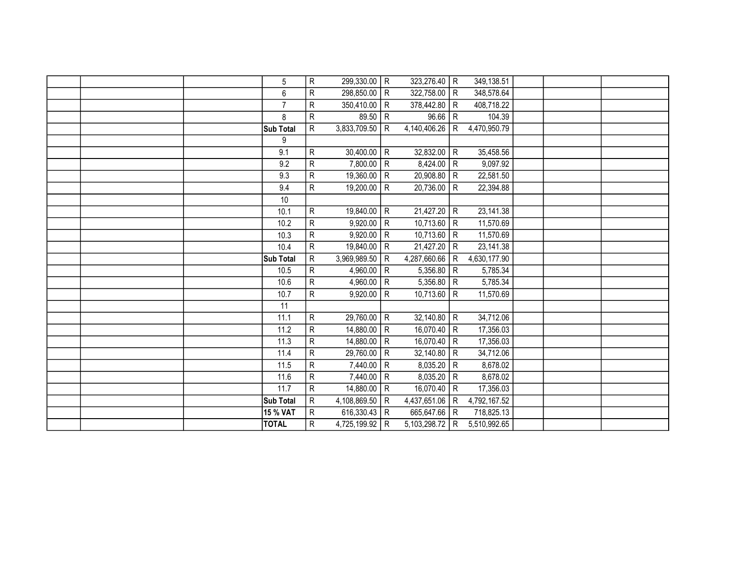| | | | | | | | | | | | | | |
|---|---|---|---|---|---|---|---|---|---|---|---|---|---|
| | | | 5 | R | 299,330.00 | R | 323,276.40 | R | 349,138.51 | | | |
| | | | 6 | R | 298,850.00 | R | 322,758.00 | R | 348,578.64 | | | |
| | | | 7 | R | 350,410.00 | R | 378,442.80 | R | 408,718.22 | | | |
| | | | 8 | R | 89.50 | R | 96.66 | R | 104.39 | | | |
| | | | **Sub Total** | R | 3,833,709.50 | R | 4,140,406.26 | R | 4,470,950.79 | | | |
| | | | 9 | | | | | | | | | |
| | | | 9.1 | R | 30,400.00 | R | 32,832.00 | R | 35,458.56 | | | |
| | | | 9.2 | R | 7,800.00 | R | 8,424.00 | R | 9,097.92 | | | |
| | | | 9.3 | R | 19,360.00 | R | 20,908.80 | R | 22,581.50 | | | |
| | | | 9.4 | R | 19,200.00 | R | 20,736.00 | R | 22,394.88 | | | |
| | | | 10 | | | | | | | | | |
| | | | 10.1 | R | 19,840.00 | R | 21,427.20 | R | 23,141.38 | | | |
| | | | 10.2 | R | 9,920.00 | R | 10,713.60 | R | 11,570.69 | | | |
| | | | 10.3 | R | 9,920.00 | R | 10,713.60 | R | 11,570.69 | | | |
| | | | 10.4 | R | 19,840.00 | R | 21,427.20 | R | 23,141.38 | | | |
| | | | **Sub Total** | R | 3,969,989.50 | R | 4,287,660.66 | R | 4,630,177.90 | | | |
| | | | 10.5 | R | 4,960.00 | R | 5,356.80 | R | 5,785.34 | | | |
| | | | 10.6 | R | 4,960.00 | R | 5,356.80 | R | 5,785.34 | | | |
| | | | 10.7 | R | 9,920.00 | R | 10,713.60 | R | 11,570.69 | | | |
| | | | 11 | | | | | | | | | |
| | | | 11.1 | R | 29,760.00 | R | 32,140.80 | R | 34,712.06 | | | |
| | | | 11.2 | R | 14,880.00 | R | 16,070.40 | R | 17,356.03 | | | |
| | | | 11.3 | R | 14,880.00 | R | 16,070.40 | R | 17,356.03 | | | |
| | | | 11.4 | R | 29,760.00 | R | 32,140.80 | R | 34,712.06 | | | |
| | | | 11.5 | R | 7,440.00 | R | 8,035.20 | R | 8,678.02 | | | |
| | | | 11.6 | R | 7,440.00 | R | 8,035.20 | R | 8,678.02 | | | |
| | | | 11.7 | R | 14,880.00 | R | 16,070.40 | R | 17,356.03 | | | |
| | | | **Sub Total** | R | 4,108,869.50 | R | 4,437,651.06 | R | 4,792,167.52 | | | |
| | | | **15 % VAT** | R | 616,330.43 | R | 665,647.66 | R | 718,825.13 | | | |
| | | | **TOTAL** | R | 4,725,199.92 | R | 5,103,298.72 | R | 5,510,992.65 | | | |